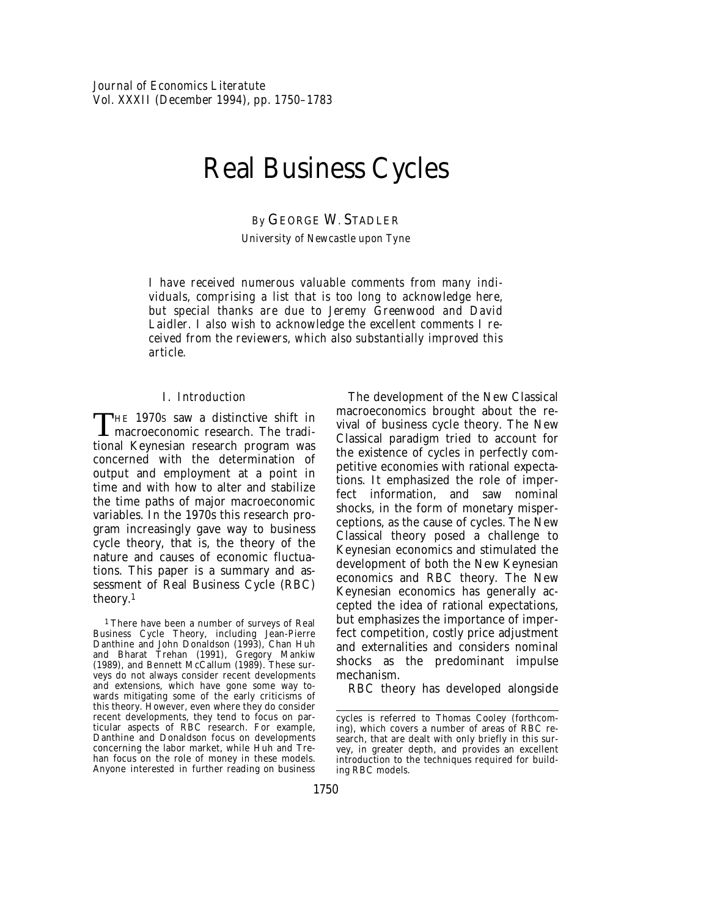# Real Business Cycles

By GEORGE W. STADLER

*University of Newcastle upon Tyne*

*I have received numerous valuable comments from many individuals, comprising a list that is too long to acknowledge here, but special thanks are due to Jeremy Greenwood and David Laidler. I also wish to acknowledge the excellent comments I received from the reviewers, which also substantially improved this article.*

## I. Introduction

THE 1970S saw a distinctive shift in macroeconomic research. The traditional Keynesian research program was concerned with the determination of output and employment at a point in time and with how to alter and stabilize the time paths of major macroeconomic variables. In the 1970s this research program increasingly gave way to business cycle theory, that is, the theory of the nature and causes of economic fluctuations. This paper is a summary and assessment of Real Business Cycle (RBC) theory.[1]

The development of the New Classical macroeconomics brought about the revival of business cycle theory. The New Classical paradigm tried to account for the existence of cycles in perfectly competitive economies with rational expectations. It emphasized the role of imperfect information, and saw nominal shocks, in the form of monetary misperceptions, as the cause of cycles. The New Classical theory posed a challenge to Keynesian economics and stimulated the development of both the New Keynesian economics and RBC theory. The New Keynesian economics has generally accepted the idea of rational expectations, but emphasizes the importance of imperfect competition, costly price adjustment and externalities and considers nominal shocks as the predominant impulse mechanism.

RBC theory has developed alongside

[1] There have been a number of surveys of Real Business Cycle Theory, including Jean-Pierre Danthine and John Donaldson (1993), Chan Huh and Bharat Trehan (1991), Gregory Mankiw (1989), and Bennett McCallum (1989). These surveys do not always consider recent developments and extensions, which have gone some way towards mitigating some of the early criticisms of this theory. However, even where they do consider recent developments, they tend to focus on particular aspects of RBC research. For example, Danthine and Donaldson focus on developments concerning the labor market, while Huh and Trehan focus on the role of money in these models. Anyone interested in further reading on business cycles is referred to Thomas Cooley (forthcoming), which covers a number of areas of RBC research, that are dealt with only briefly in this survey, in greater depth, and provides an excellent introduction to the techniques required for building RBC models.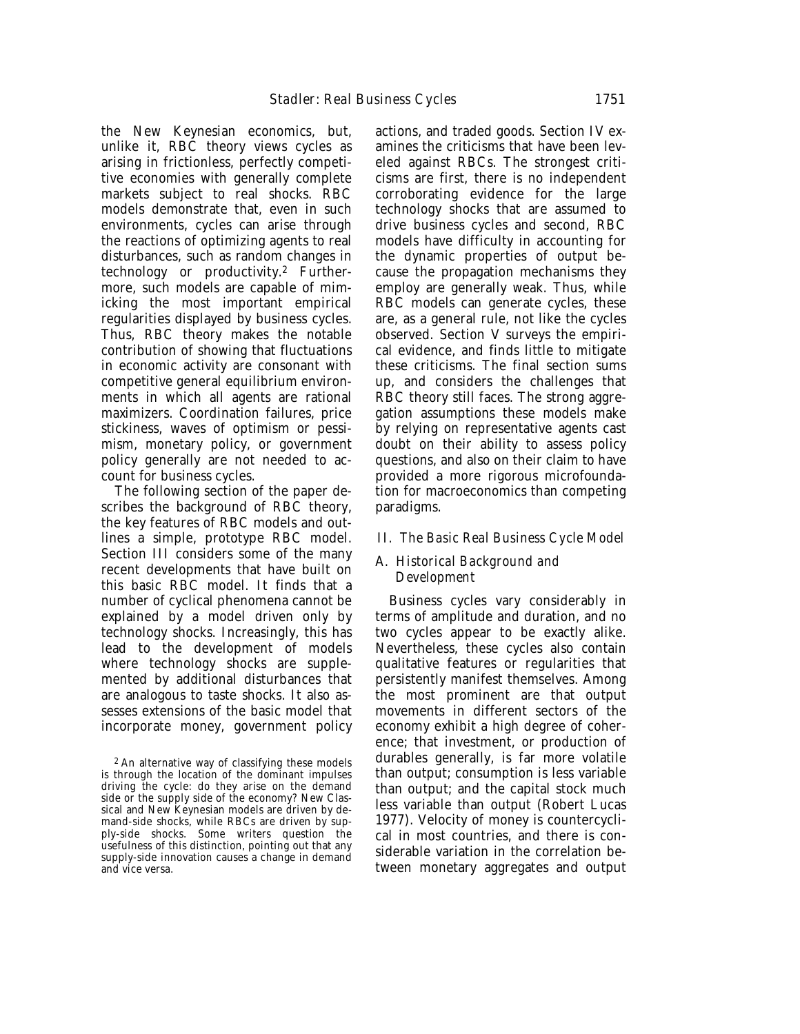the New Keynesian economics, but, unlike it, RBC theory views cycles as arising in frictionless, perfectly competitive economies with generally complete markets subject to real shocks. RBC models demonstrate that, even in such environments, cycles can arise through the reactions of optimizing agents to real disturbances, such as random changes in technology or productivity.[2] Furthermore, such models are capable of mimicking the most important empirical regularities displayed by business cycles. Thus, RBC theory makes the notable contribution of showing that fluctuations in economic activity are consonant with competitive general equilibrium environments in which all agents are rational maximizers. Coordination failures, price stickiness, waves of optimism or pessimism, monetary policy, or government policy generally are not needed to account for business cycles.

The following section of the paper describes the background of RBC theory, the key features of RBC models and outlines a simple, prototype RBC model. Section III considers some of the many recent developments that have built on this basic RBC model. It finds that a number of cyclical phenomena cannot be explained by a model driven only by technology shocks. Increasingly, this has lead to the development of models where technology shocks are supplemented by additional disturbances that are analogous to taste shocks. It also assesses extensions of the basic model that incorporate money, government policy actions, and traded goods. Section IV examines the criticisms that have been leveled against RBCs. The strongest criticisms are first, there is no independent corroborating evidence for the large technology shocks that are assumed to drive business cycles and second, RBC models have difficulty in accounting for the dynamic properties of output because the propagation mechanisms they employ are generally weak. Thus, while RBC models can generate cycles, these are, as a general rule, not like the cycles observed. Section V surveys the empirical evidence, and finds little to mitigate these criticisms. The final section sums up, and considers the challenges that RBC theory still faces. The strong aggregation assumptions these models make by relying on representative agents cast doubt on their ability to assess policy questions, and also on their claim to have provided a more rigorous microfoundation for macroeconomics than competing paradigms.

## II. The Basic Real Business Cycle Model

### A. Historical Background and Development

Business cycles vary considerably in terms of amplitude and duration, and no two cycles appear to be exactly alike. Nevertheless, these cycles also contain qualitative features or regularities that persistently manifest themselves. Among the most prominent are that output movements in different sectors of the economy exhibit a high degree of coherence; that investment, or production of durables generally, is far more volatile than output; consumption is less variable than output; and the capital stock much less variable than output (Robert Lucas 1977). Velocity of money is countercyclical in most countries, and there is considerable variation in the correlation between monetary aggregates and output

[2] An alternative way of classifying these models is through the location of the dominant impulses driving the cycle: do they arise on the demand side or the supply side of the economy? New Classical and New Keynesian models are driven by demand-side shocks, while RBCs are driven by supply-side shocks. Some writers question the usefulness of this distinction, pointing out that any supply-side innovation causes a change in demand and vice versa.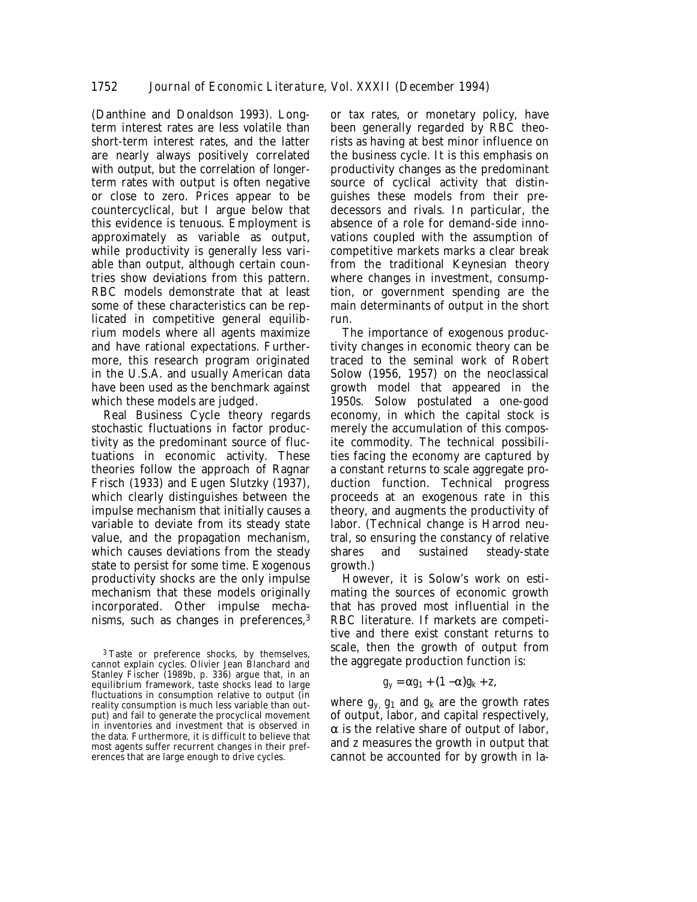(Danthine and Donaldson 1993). Long-term interest rates are less volatile than short-term interest rates, and the latter are nearly always positively correlated with output, but the correlation of longer-term rates with output is often negative or close to zero. Prices appear to be countercyclical, but I argue below that this evidence is tenuous. Employment is approximately as variable as output, while productivity is generally less variable than output, although certain countries show deviations from this pattern. RBC models demonstrate that at least some of these characteristics can be replicated in competitive general equilibrium models where all agents maximize and have rational expectations. Furthermore, this research program originated in the U.S.A. and usually American data have been used as the benchmark against which these models are judged.

Real Business Cycle theory regards stochastic fluctuations in factor productivity as the predominant source of fluctuations in economic activity. These theories follow the approach of Ragnar Frisch (1933) and Eugen Slutzky (1937), which clearly distinguishes between the impulse mechanism that initially causes a variable to deviate from its steady state value, and the propagation mechanism, which causes deviations from the steady state to persist for some time. Exogenous productivity shocks are the only impulse mechanism that these models originally incorporated. Other impulse mechanisms, such as changes in preferences,[3] or tax rates, or monetary policy, have been generally regarded by RBC theorists as having at best minor influence on the business cycle. It is this emphasis on productivity changes as the predominant source of cyclical activity that distinguishes these models from their predecessors and rivals. In particular, the absence of a role for demand-side innovations coupled with the assumption of competitive markets marks a clear break from the traditional Keynesian theory where changes in investment, consumption, or government spending are the main determinants of output in the short run.

The importance of exogenous productivity changes in economic theory can be traced to the seminal work of Robert Solow (1956, 1957) on the neoclassical growth model that appeared in the 1950s. Solow postulated a one-good economy, in which the capital stock is merely the accumulation of this composite commodity. The technical possibilities facing the economy are captured by a constant returns to scale aggregate production function. Technical progress proceeds at an exogenous rate in this theory, and augments the productivity of labor. (Technical change is Harrod neutral, so ensuring the constancy of relative shares and sustained steady-state growth.)

However, it is Solow's work on estimating the sources of economic growth that has proved most influential in the RBC literature. If markets are competitive and there exist constant returns to scale, then the growth of output from the aggregate production function is:

$$g_y = \alpha g_1 + (1 - \alpha)g_k + z,$$

where $g_y$, $g_1$ and $g_k$ are the growth rates of output, labor, and capital respectively, $\alpha$ is the relative share of output of labor, and $z$ measures the growth in output that cannot be accounted for by growth in la-

[3] Taste or preference shocks, by themselves, cannot explain cycles. Olivier Jean Blanchard and Stanley Fischer (1989b, p. 336) argue that, in an equilibrium framework, taste shocks lead to large fluctuations in consumption relative to output (in reality consumption is much less variable than output) and fail to generate the procyclical movement in inventories and investment that is observed in the data. Furthermore, it is difficult to believe that most agents suffer recurrent changes in their preferences that are large enough to drive cycles.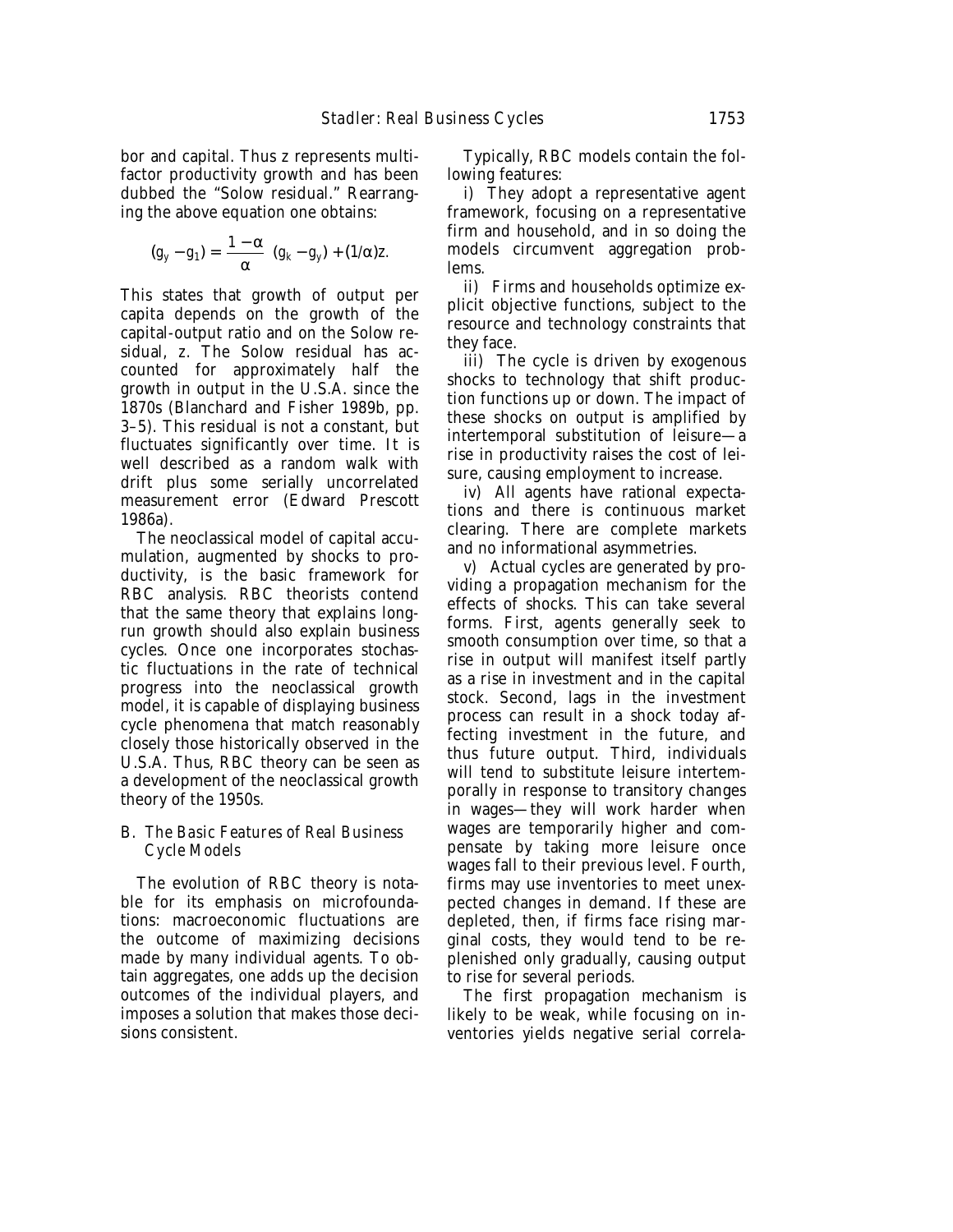bor and capital. Thus z represents multifactor productivity growth and has been dubbed the "Solow residual." Rearranging the above equation one obtains:

$$(g_y - g_1) = \frac{1-\alpha}{\alpha}\ (g_k - g_y) + (1/\alpha)z.$$

This states that growth of output per capita depends on the growth of the capital-output ratio and on the Solow residual, z. The Solow residual has accounted for approximately half the growth in output in the U.S.A. since the 1870s (Blanchard and Fisher 1989b, pp. 3–5). This residual is not a constant, but fluctuates significantly over time. It is well described as a random walk with drift plus some serially uncorrelated measurement error (Edward Prescott 1986a).

The neoclassical model of capital accumulation, augmented by shocks to productivity, is the basic framework for RBC analysis. RBC theorists contend that the same theory that explains long-run growth should also explain business cycles. Once one incorporates stochastic fluctuations in the rate of technical progress into the neoclassical growth model, it is capable of displaying business cycle phenomena that match reasonably closely those historically observed in the U.S.A. Thus, RBC theory can be seen as a development of the neoclassical growth theory of the 1950s.

### B. *The Basic Features of Real Business Cycle Models*

The evolution of RBC theory is notable for its emphasis on microfoundations: macroeconomic fluctuations are the outcome of maximizing decisions made by many individual agents. To obtain aggregates, one adds up the decision outcomes of the individual players, and imposes a solution that makes those decisions consistent.

Typically, RBC models contain the following features:

i) They adopt a representative agent framework, focusing on a representative firm and household, and in so doing the models circumvent aggregation problems.

ii) Firms and households optimize explicit objective functions, subject to the resource and technology constraints that they face.

iii) The cycle is driven by exogenous shocks to technology that shift production functions up or down. The impact of these shocks on output is amplified by intertemporal substitution of leisure—a rise in productivity raises the cost of leisure, causing employment to increase.

iv) All agents have rational expectations and there is continuous market clearing. There are complete markets and no informational asymmetries.

v) Actual cycles are generated by providing a propagation mechanism for the effects of shocks. This can take several forms. First, agents generally seek to smooth consumption over time, so that a rise in output will manifest itself partly as a rise in investment and in the capital stock. Second, lags in the investment process can result in a shock today affecting investment in the future, and thus future output. Third, individuals will tend to substitute leisure intertemporally in response to transitory changes in wages—they will work harder when wages are temporarily higher and compensate by taking more leisure once wages fall to their previous level. Fourth, firms may use inventories to meet unexpected changes in demand. If these are depleted, then, if firms face rising marginal costs, they would tend to be replenished only gradually, causing output to rise for several periods.

The first propagation mechanism is likely to be weak, while focusing on inventories yields negative serial correla-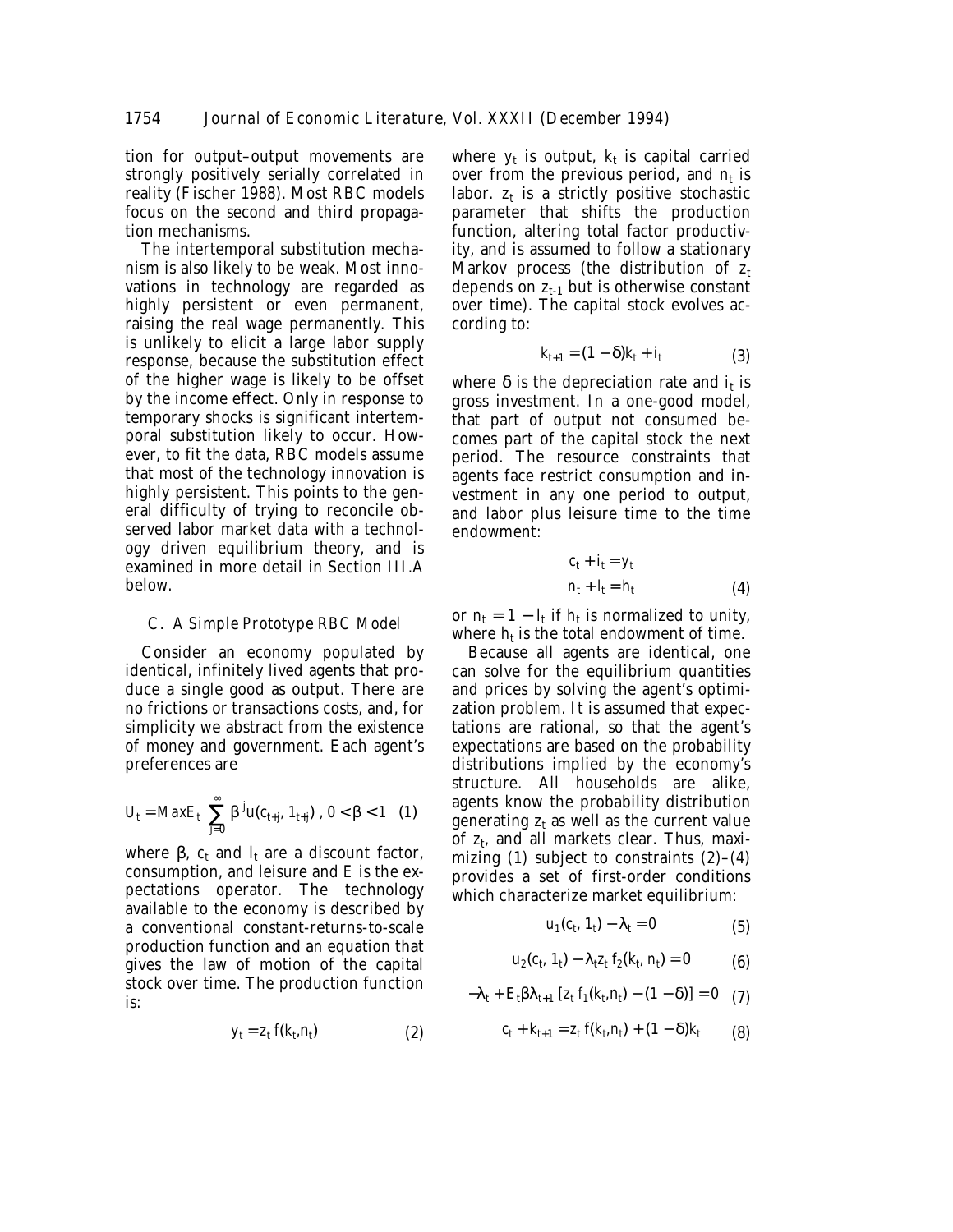tion for output–output movements are strongly positively serially correlated in reality (Fischer 1988). Most RBC models focus on the second and third propagation mechanisms.

The intertemporal substitution mechanism is also likely to be weak. Most innovations in technology are regarded as highly persistent or even permanent, raising the real wage permanently. This is unlikely to elicit a large labor supply response, because the substitution effect of the higher wage is likely to be offset by the income effect. Only in response to temporary shocks is significant intertemporal substitution likely to occur. However, to fit the data, RBC models assume that most of the technology innovation is highly persistent. This points to the general difficulty of trying to reconcile observed labor market data with a technology driven equilibrium theory, and is examined in more detail in Section III.A below.

### C. A Simple Prototype RBC Model

Consider an economy populated by identical, infinitely lived agents that produce a single good as output. There are no frictions or transactions costs, and, for simplicity we abstract from the existence of money and government. Each agent's preferences are

$$U_t = Max E_t \sum_{j=0}^{\infty} \beta^j u(c_{t+j}, 1_{t+j}) \text{ , } 0 < \beta < 1 \quad (1)$$

where $\beta$, $c_t$ and $l_t$ are a discount factor, consumption, and leisure and $E$ is the expectations operator. The technology available to the economy is described by a conventional constant-returns-to-scale production function and an equation that gives the law of motion of the capital stock over time. The production function is:

$$y_t = z_t f(k_t, n_t) \quad (2)$$

where $y_t$ is output, $k_t$ is capital carried over from the previous period, and $n_t$ is labor. $z_t$ is a strictly positive stochastic parameter that shifts the production function, altering total factor productivity, and is assumed to follow a stationary Markov process (the distribution of $z_t$ depends on $z_{t-1}$ but is otherwise constant over time). The capital stock evolves according to:

$$k_{t+1} = (1 - \delta)k_t + i_t \quad (3)$$

where $\delta$ is the depreciation rate and $i_t$ is gross investment. In a one-good model, that part of output not consumed becomes part of the capital stock the next period. The resource constraints that agents face restrict consumption and investment in any one period to output, and labor plus leisure time to the time endowment:

$$c_t + i_t = y_t$$
$$n_t + l_t = h_t \quad (4)$$

or $n_t = 1 - l_t$ if $h_t$ is normalized to unity, where $h_t$ is the total endowment of time.

Because all agents are identical, one can solve for the equilibrium quantities and prices by solving the agent's optimization problem. It is assumed that expectations are rational, so that the agent's expectations are based on the probability distributions implied by the economy's structure. All households are alike, agents know the probability distribution generating $z_t$ as well as the current value of $z_t$, and all markets clear. Thus, maximizing (1) subject to constraints (2)–(4) provides a set of first-order conditions which characterize market equilibrium:

$$u_1(c_t, 1_t) - \lambda_t = 0 \quad (5)$$

$$u_2(c_t, 1_t) - \lambda_t z_t f_2(k_t, n_t) = 0 \quad (6)$$

$$-\lambda_t + E_t \beta \lambda_{t+1} [z_t f_1(k_t, n_t) - (1 - \delta)] = 0 \quad (7)$$

$$c_t + k_{t+1} = z_t f(k_t, n_t) + (1 - \delta)k_t \quad (8)$$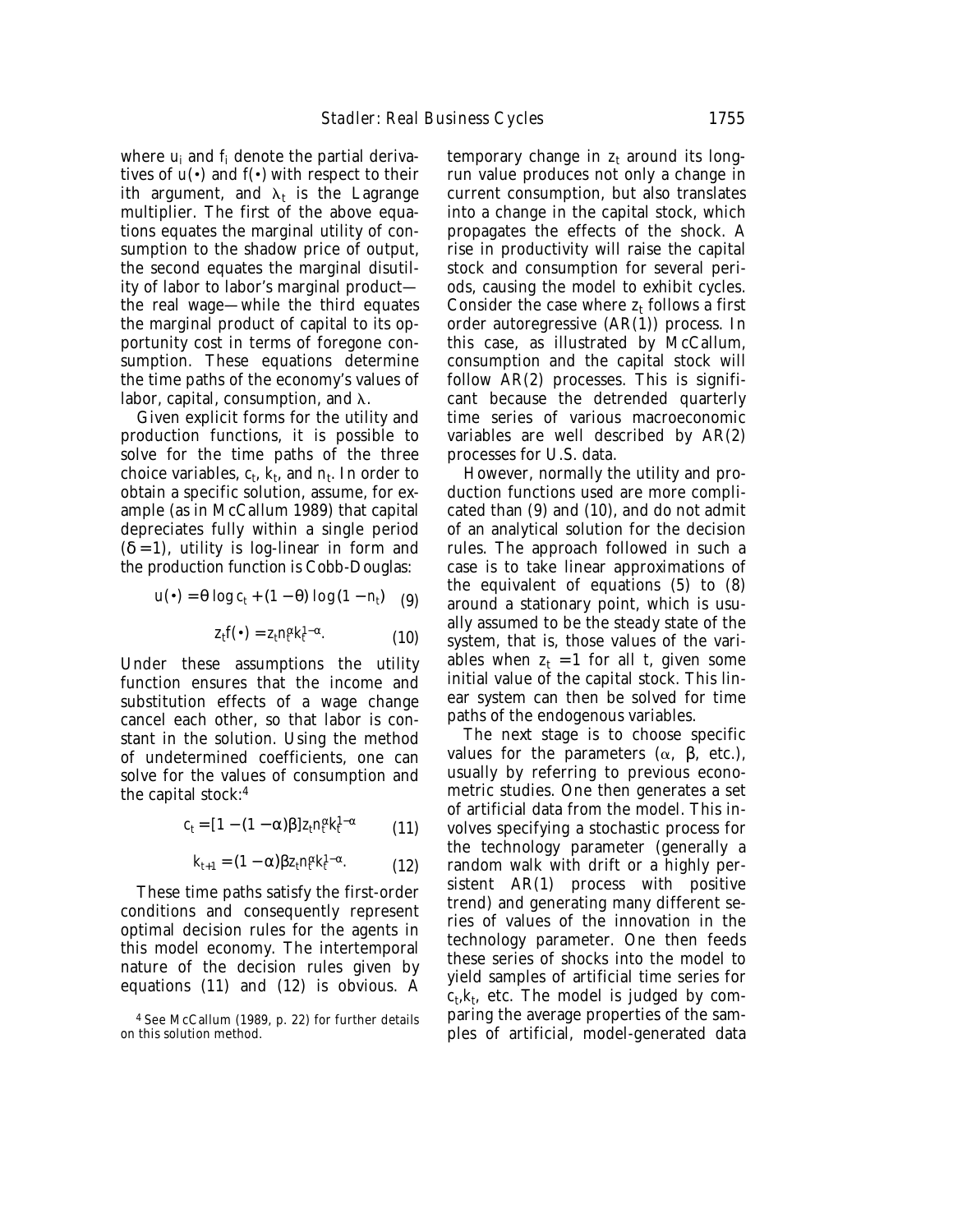where $u_i$ and $f_i$ denote the partial derivatives of $u(\bullet)$ and $f(\bullet)$ with respect to their $i$th argument, and $\lambda_t$ is the Lagrange multiplier. The first of the above equations equates the marginal utility of consumption to the shadow price of output, the second equates the marginal disutility of labor to labor's marginal product—the real wage—while the third equates the marginal product of capital to its opportunity cost in terms of foregone consumption. These equations determine the time paths of the economy's values of labor, capital, consumption, and $\lambda$.

Given explicit forms for the utility and production functions, it is possible to solve for the time paths of the three choice variables, $c_t$, $k_t$, and $n_t$. In order to obtain a specific solution, assume, for example (as in McCallum 1989) that capital depreciates fully within a single period ($\delta = 1$), utility is log-linear in form and the production function is Cobb-Douglas:

$$u(\bullet) = \theta \log c_t + (1 - \theta)\log(1 - n_t) \quad (9)$$

$$z_t f(\bullet) = z_t n_t^{\alpha} k_t^{1-\alpha}. \quad (10)$$

Under these assumptions the utility function ensures that the income and substitution effects of a wage change cancel each other, so that labor is constant in the solution. Using the method of undetermined coefficients, one can solve for the values of consumption and the capital stock:[4]

$$c_t = [1 - (1 - \alpha)\beta] z_t n_t^{\alpha} k_t^{1-\alpha} \quad (11)$$

$$k_{t+1} = (1 - \alpha)\beta z_t n_t^{\alpha} k_t^{1-\alpha}. \quad (12)$$

These time paths satisfy the first-order conditions and consequently represent optimal decision rules for the agents in this model economy. The intertemporal nature of the decision rules given by equations (11) and (12) is obvious. A temporary change in $z_t$ around its long-run value produces not only a change in current consumption, but also translates into a change in the capital stock, which propagates the effects of the shock. A rise in productivity will raise the capital stock and consumption for several periods, causing the model to exhibit cycles. Consider the case where $z_t$ follows a first order autoregressive (AR(1)) process. In this case, as illustrated by McCallum, consumption and the capital stock will follow AR(2) processes. This is significant because the detrended quarterly time series of various macroeconomic variables are well described by AR(2) processes for U.S. data.

However, normally the utility and production functions used are more complicated than (9) and (10), and do not admit of an analytical solution for the decision rules. The approach followed in such a case is to take linear approximations of the equivalent of equations (5) to (8) around a stationary point, which is usually assumed to be the steady state of the system, that is, those values of the variables when $z_t = 1$ for all $t$, given some initial value of the capital stock. This linear system can then be solved for time paths of the endogenous variables.

The next stage is to choose specific values for the parameters ($\alpha$, $\beta$, etc.), usually by referring to previous econometric studies. One then generates a set of artificial data from the model. This involves specifying a stochastic process for the technology parameter (generally a random walk with drift or a highly persistent AR(1) process with positive trend) and generating many different series of values of the innovation in the technology parameter. One then feeds these series of shocks into the model to yield samples of artificial time series for $c_t$, $k_t$, etc. The model is judged by comparing the average properties of the samples of artificial, model-generated data

[4] See McCallum (1989, p. 22) for further details on this solution method.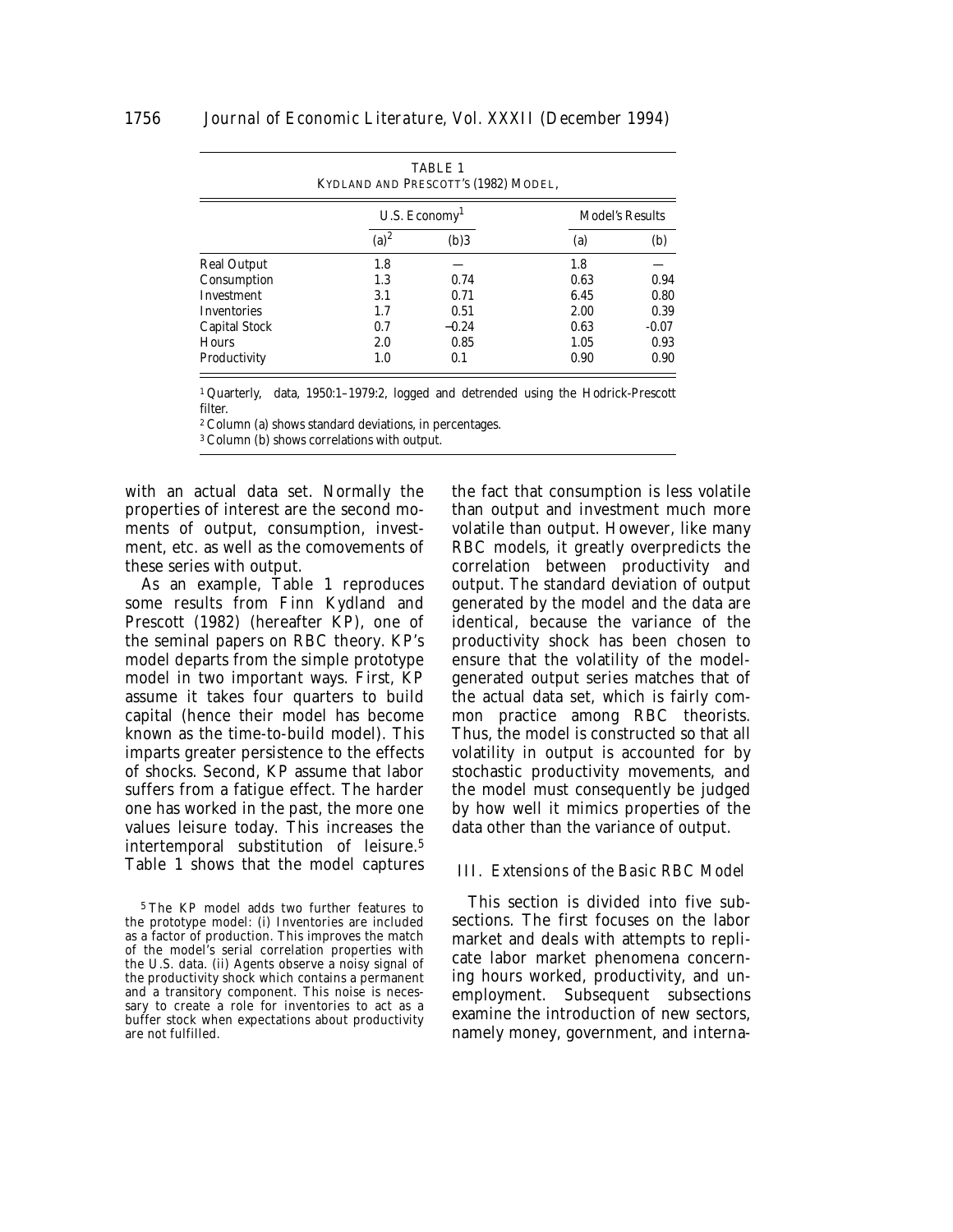TABLE 1
KYDLAND AND PRESCOTT'S (1982) MODEL,

| | U.S. Economy[1] | | Model's Results | |
|---|---|---|---|---|
| | (a)[2] | (b)3 | (a) | (b) |
| Real Output | 1.8 | — | 1.8 | — |
| Consumption | 1.3 | 0.74 | 0.63 | 0.94 |
| Investment | 3.1 | 0.71 | 6.45 | 0.80 |
| Inventories | 1.7 | 0.51 | 2.00 | 0.39 |
| Capital Stock | 0.7 | −0.24 | 0.63 | -0.07 |
| Hours | 2.0 | 0.85 | 1.05 | 0.93 |
| Productivity | 1.0 | 0.1 | 0.90 | 0.90 |

[1] Quarterly, data, 1950:1–1979:2, logged and detrended using the Hodrick-Prescott filter.
[2] Column (a) shows standard deviations, in percentages.
[3] Column (b) shows correlations with output.

with an actual data set. Normally the properties of interest are the second moments of output, consumption, investment, etc. as well as the comovements of these series with output.

As an example, Table 1 reproduces some results from Finn Kydland and Prescott (1982) (hereafter KP), one of the seminal papers on RBC theory. KP's model departs from the simple prototype model in two important ways. First, KP assume it takes four quarters to build capital (hence their model has become known as the time-to-build model). This imparts greater persistence to the effects of shocks. Second, KP assume that labor suffers from a fatigue effect. The harder one has worked in the past, the more one values leisure today. This increases the intertemporal substitution of leisure.[5] Table 1 shows that the model captures the fact that consumption is less volatile than output and investment much more volatile than output. However, like many RBC models, it greatly overpredicts the correlation between productivity and output. The standard deviation of output generated by the model and the data are identical, because the variance of the productivity shock has been chosen to ensure that the volatility of the model-generated output series matches that of the actual data set, which is fairly common practice among RBC theorists. Thus, the model is constructed so that all volatility in output is accounted for by stochastic productivity movements, and the model must consequently be judged by how well it mimics properties of the data other than the variance of output.

[5] The KP model adds two further features to the prototype model: (i) Inventories are included as a factor of production. This improves the match of the model's serial correlation properties with the U.S. data. (ii) Agents observe a noisy signal of the productivity shock which contains a permanent and a transitory component. This noise is necessary to create a role for inventories to act as a buffer stock when expectations about productivity are not fulfilled.

## III. Extensions of the Basic RBC Model

This section is divided into five subsections. The first focuses on the labor market and deals with attempts to replicate labor market phenomena concerning hours worked, productivity, and unemployment. Subsequent subsections examine the introduction of new sectors, namely money, government, and interna-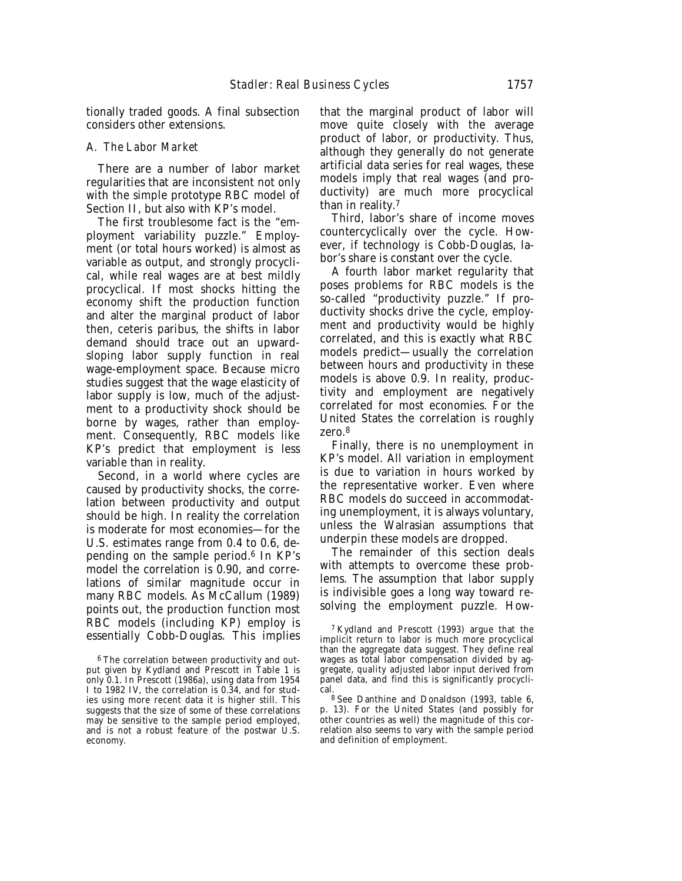tionally traded goods. A final subsection considers other extensions.

### A. The Labor Market

There are a number of labor market regularities that are inconsistent not only with the simple prototype RBC model of Section II, but also with KP's model.

The first troublesome fact is the "employment variability puzzle." Employment (or total hours worked) is almost as variable as output, and strongly procyclical, while real wages are at best mildly procyclical. If most shocks hitting the economy shift the production function and alter the marginal product of labor then, ceteris paribus, the shifts in labor demand should trace out an upward-sloping labor supply function in real wage-employment space. Because micro studies suggest that the wage elasticity of labor supply is low, much of the adjustment to a productivity shock should be borne by wages, rather than employment. Consequently, RBC models like KP's predict that employment is less variable than in reality.

Second, in a world where cycles are caused by productivity shocks, the correlation between productivity and output should be high. In reality the correlation is moderate for most economies—for the U.S. estimates range from 0.4 to 0.6, depending on the sample period.[6] In KP's model the correlation is 0.90, and correlations of similar magnitude occur in many RBC models. As McCallum (1989) points out, the production function most RBC models (including KP) employ is essentially Cobb-Douglas. This implies that the marginal product of labor will move quite closely with the average product of labor, or productivity. Thus, although they generally do not generate artificial data series for real wages, these models imply that real wages (and productivity) are much more procyclical than in reality.[7]

Third, labor's share of income moves countercyclically over the cycle. However, if technology is Cobb-Douglas, labor's share is constant over the cycle.

A fourth labor market regularity that poses problems for RBC models is the so-called "productivity puzzle." If productivity shocks drive the cycle, employment and productivity would be highly correlated, and this is exactly what RBC models predict—usually the correlation between hours and productivity in these models is above 0.9. In reality, productivity and employment are negatively correlated for most economies. For the United States the correlation is roughly zero.[8]

Finally, there is no unemployment in KP's model. All variation in employment is due to variation in hours worked by the representative worker. Even where RBC models do succeed in accommodating unemployment, it is always voluntary, unless the Walrasian assumptions that underpin these models are dropped.

The remainder of this section deals with attempts to overcome these problems. The assumption that labor supply is indivisible goes a long way toward resolving the employment puzzle. How-

[6] The correlation between productivity and output given by Kydland and Prescott in Table 1 is only 0.1. In Prescott (1986a), using data from 1954 I to 1982 IV, the correlation is 0.34, and for studies using more recent data it is higher still. This suggests that the size of some of these correlations may be sensitive to the sample period employed, and is not a robust feature of the postwar U.S. economy.

[7] Kydland and Prescott (1993) argue that the implicit return to labor is much more procyclical than the aggregate data suggest. They define real wages as total labor compensation divided by aggregate, *quality adjusted* labor input derived from panel data, and find this is significantly procyclical.

[8] See Danthine and Donaldson (1993, table 6, p. 13). For the United States (and possibly for other countries as well) the magnitude of this correlation also seems to vary with the sample period and definition of employment.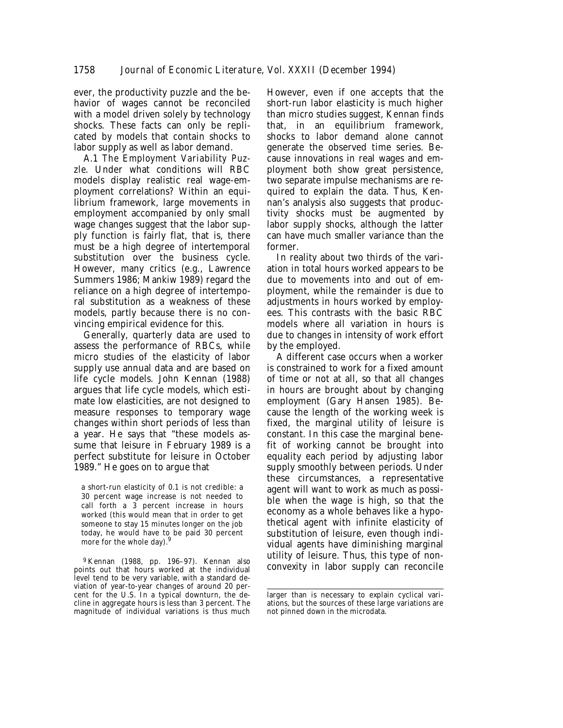ever, the productivity puzzle and the behavior of wages cannot be reconciled with a model driven solely by technology shocks. These facts can only be replicated by models that contain shocks to labor supply as well as labor demand.

*A.1 The Employment Variability Puzzle.* Under what conditions will RBC models display realistic real wage-employment correlations? Within an equilibrium framework, large movements in employment accompanied by only small wage changes suggest that the labor supply function is fairly flat, that is, there must be a high degree of intertemporal substitution over the business cycle. However, many critics (e.g., Lawrence Summers 1986; Mankiw 1989) regard the reliance on a high degree of intertemporal substitution as a weakness of these models, partly because there is no convincing empirical evidence for this.

Generally, quarterly data are used to assess the performance of RBCs, while micro studies of the elasticity of labor supply use annual data and are based on life cycle models. John Kennan (1988) argues that life cycle models, which estimate low elasticities, are not designed to measure responses to temporary wage changes within short periods of less than a year. He says that "these models assume that leisure in February 1989 is a perfect substitute for leisure in October 1989." He goes on to argue that

> a short-run elasticity of 0.1 is not credible: a 30 percent wage increase is not needed to call forth a 3 percent increase in hours worked (this would mean that in order to get someone to stay 15 minutes longer on the job today, he would have to be paid 30 percent more for the whole day).[9]

However, even if one accepts that the short-run labor elasticity is much higher than micro studies suggest, Kennan finds that, in an equilibrium framework, shocks to labor demand alone cannot generate the observed time series. Because innovations in real wages and employment both show great persistence, two separate impulse mechanisms are required to explain the data. Thus, Kennan's analysis also suggests that productivity shocks must be augmented by labor supply shocks, although the latter can have much smaller variance than the former.

In reality about two thirds of the variation in total hours worked appears to be due to movements into and out of employment, while the remainder is due to adjustments in hours worked by employees. This contrasts with the basic RBC models where all variation in hours is due to changes in intensity of work effort by the employed.

A different case occurs when a worker is constrained to work for a fixed amount of time or not at all, so that all changes in hours are brought about by changing employment (Gary Hansen 1985). Because the length of the working week is fixed, the marginal utility of leisure is constant. In this case the marginal benefit of working cannot be brought into equality each period by adjusting labor supply smoothly between periods. Under these circumstances, a representative agent will want to work as much as possible when the wage is high, so that the economy as a whole behaves like a hypothetical agent with infinite elasticity of substitution of leisure, even though individual agents have diminishing marginal utility of leisure. Thus, this type of nonconvexity in labor supply can reconcile

[9] Kennan (1988, pp. 196–97). Kennan also points out that hours worked at the individual level tend to be very variable, with a standard deviation of year-to-year changes of around 20 percent for the U.S. In a typical downturn, the decline in aggregate hours is less than 3 percent. The magnitude of individual variations is thus much larger than is necessary to explain cyclical variations, but the sources of these large variations are not pinned down in the microdata.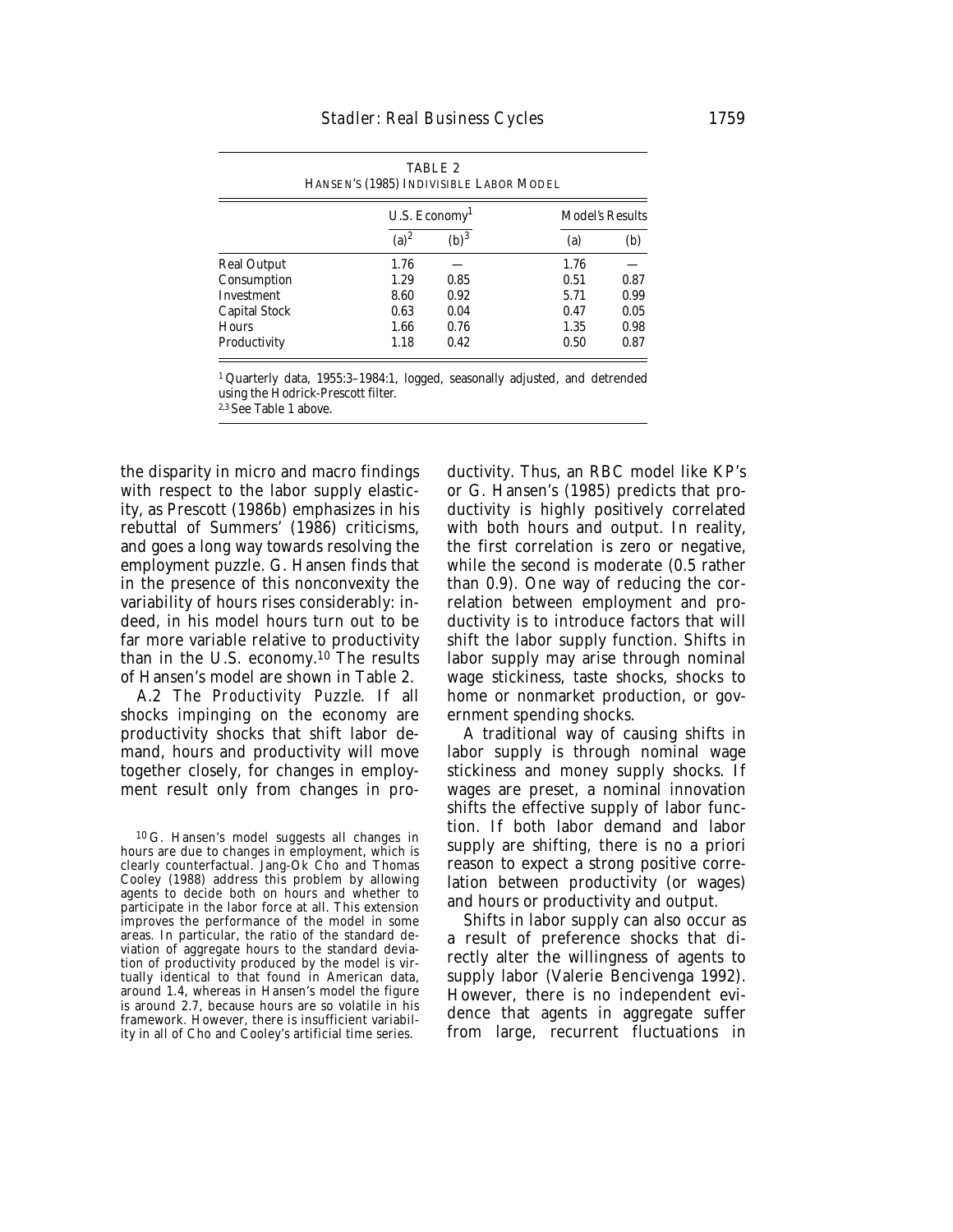TABLE 2
HANSEN'S (1985) INDIVISIBLE LABOR MODEL

| | U.S. Economy[1] | | Model's Results | |
|---|---|---|---|---|
| | (a)[2] | (b)[3] | (a) | (b) |
| Real Output | 1.76 | — | 1.76 | — |
| Consumption | 1.29 | 0.85 | 0.51 | 0.87 |
| Investment | 8.60 | 0.92 | 5.71 | 0.99 |
| Capital Stock | 0.63 | 0.04 | 0.47 | 0.05 |
| Hours | 1.66 | 0.76 | 1.35 | 0.98 |
| Productivity | 1.18 | 0.42 | 0.50 | 0.87 |

[1] Quarterly data, 1955:3–1984:1, logged, seasonally adjusted, and detrended using the Hodrick-Prescott filter.
[2,3] See Table 1 above.

the disparity in micro and macro findings with respect to the labor supply elasticity, as Prescott (1986b) emphasizes in his rebuttal of Summers' (1986) criticisms, and goes a long way towards resolving the employment puzzle. G. Hansen finds that in the presence of this nonconvexity the variability of hours rises considerably: indeed, in his model hours turn out to be far more variable relative to productivity than in the U.S. economy.[10] The results of Hansen's model are shown in Table 2.

*A.2 The Productivity Puzzle.* If all shocks impinging on the economy are productivity shocks that shift labor demand, hours and productivity will move together closely, for changes in employment result only from changes in productivity. Thus, an RBC model like KP's or G. Hansen's (1985) predicts that productivity is highly positively correlated with both hours and output. In reality, the first correlation is zero or negative, while the second is moderate (0.5 rather than 0.9). One way of reducing the correlation between employment and productivity is to introduce factors that will shift the labor supply function. Shifts in labor supply may arise through nominal wage stickiness, taste shocks, shocks to home or nonmarket production, or government spending shocks.

A traditional way of causing shifts in labor supply is through nominal wage stickiness and money supply shocks. If wages are preset, a nominal innovation shifts the effective supply of labor function. If both labor demand and labor supply are shifting, there is no a priori reason to expect a strong positive correlation between productivity (or wages) and hours or productivity and output.

Shifts in labor supply can also occur as a result of preference shocks that directly alter the willingness of agents to supply labor (Valerie Bencivenga 1992). However, there is no independent evidence that agents in aggregate suffer from large, recurrent fluctuations in

[10] G. Hansen's model suggests all changes in hours are due to changes in employment, which is clearly counterfactual. Jang-Ok Cho and Thomas Cooley (1988) address this problem by allowing agents to decide both on hours and whether to participate in the labor force at all. This extension improves the performance of the model in some areas. In particular, the ratio of the standard deviation of aggregate hours to the standard deviation of productivity produced by the model is virtually identical to that found in American data, around 1.4, whereas in Hansen's model the figure is around 2.7, because hours are so volatile in his framework. However, there is insufficient variability in all of Cho and Cooley's artificial time series.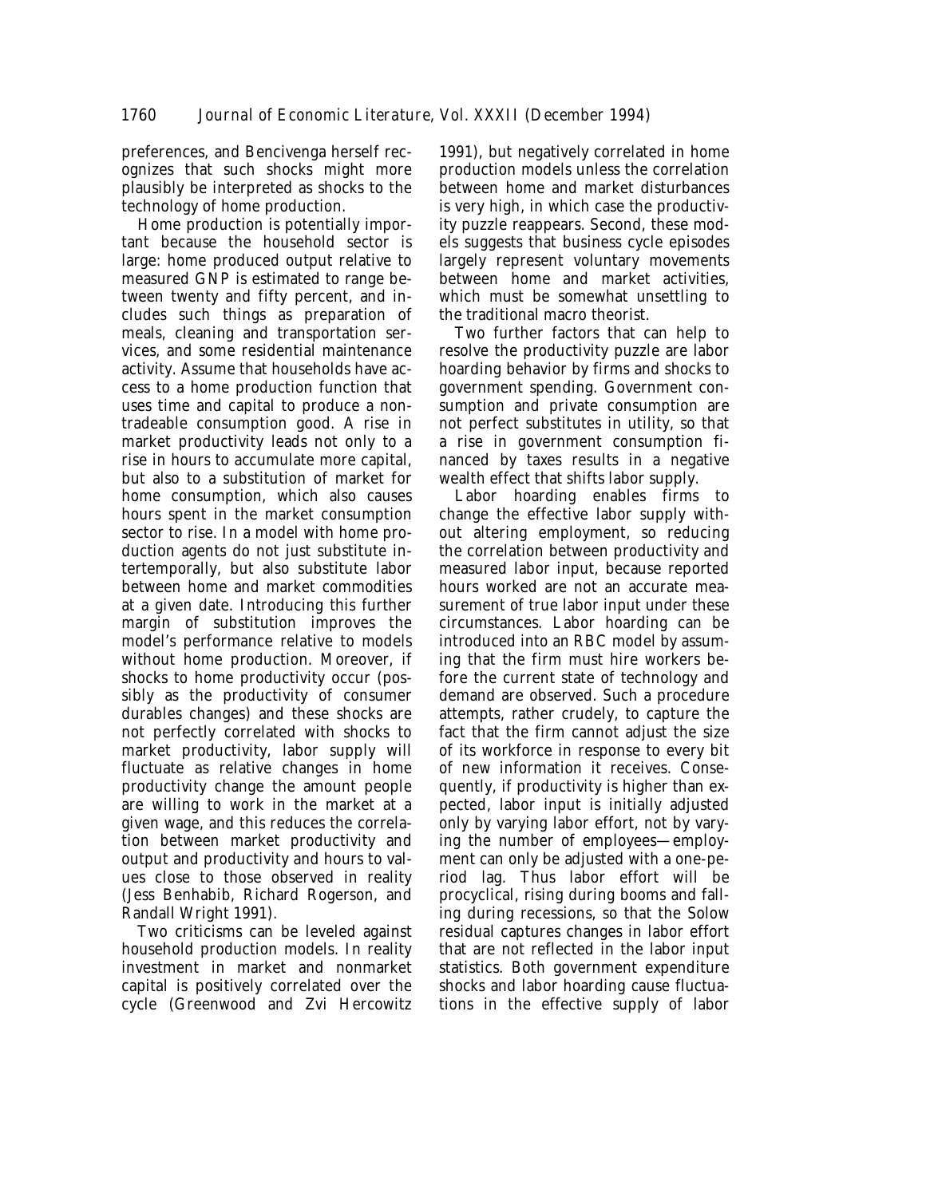preferences, and Bencivenga herself recognizes that such shocks might more plausibly be interpreted as shocks to the technology of home production.

Home production is potentially important because the household sector is large: home produced output relative to measured GNP is estimated to range between twenty and fifty percent, and includes such things as preparation of meals, cleaning and transportation services, and some residential maintenance activity. Assume that households have access to a home production function that uses time and capital to produce a nontradeable consumption good. A rise in market productivity leads not only to a rise in hours to accumulate more capital, but also to a substitution of market for home consumption, which also causes hours spent in the market consumption sector to rise. In a model with home production agents do not just substitute intertemporally, but also substitute labor between home and market commodities at a given date. Introducing this further margin of substitution improves the model's performance relative to models without home production. Moreover, if shocks to home productivity occur (possibly as the productivity of consumer durables changes) and these shocks are not perfectly correlated with shocks to market productivity, labor supply will fluctuate as relative changes in home productivity change the amount people are willing to work in the market at a given wage, and this reduces the correlation between market productivity and output and productivity and hours to values close to those observed in reality (Jess Benhabib, Richard Rogerson, and Randall Wright 1991).

Two criticisms can be leveled against household production models. In reality investment in market and nonmarket capital is positively correlated over the cycle (Greenwood and Zvi Hercowitz 1991), but negatively correlated in home production models unless the correlation between home and market disturbances is very high, in which case the productivity puzzle reappears. Second, these models suggests that business cycle episodes largely represent voluntary movements between home and market activities, which must be somewhat unsettling to the traditional macro theorist.

Two further factors that can help to resolve the productivity puzzle are labor hoarding behavior by firms and shocks to government spending. Government consumption and private consumption are not perfect substitutes in utility, so that a rise in government consumption financed by taxes results in a negative wealth effect that shifts labor supply.

Labor hoarding enables firms to change the effective labor supply without altering employment, so reducing the correlation between productivity and measured labor input, because reported hours worked are not an accurate measurement of true labor input under these circumstances. Labor hoarding can be introduced into an RBC model by assuming that the firm must hire workers before the current state of technology and demand are observed. Such a procedure attempts, rather crudely, to capture the fact that the firm cannot adjust the size of its workforce in response to every bit of new information it receives. Consequently, if productivity is higher than expected, labor input is initially adjusted only by varying labor effort, not by varying the number of employees—employment can only be adjusted with a one-period lag. Thus labor effort will be procyclical, rising during booms and falling during recessions, so that the Solow residual captures changes in labor effort that are not reflected in the labor input statistics. Both government expenditure shocks and labor hoarding cause fluctuations in the effective supply of labor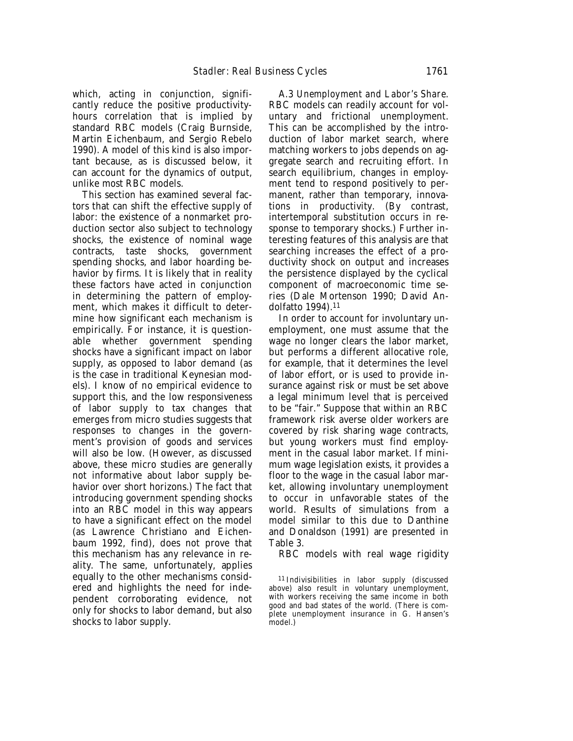which, acting in conjunction, significantly reduce the positive productivity-hours correlation that is implied by standard RBC models (Craig Burnside, Martin Eichenbaum, and Sergio Rebelo 1990). A model of this kind is also important because, as is discussed below, it can account for the dynamics of output, unlike most RBC models.

This section has examined several factors that can shift the effective supply of labor: the existence of a nonmarket production sector also subject to technology shocks, the existence of nominal wage contracts, taste shocks, government spending shocks, and labor hoarding behavior by firms. It is likely that in reality these factors have acted in conjunction in determining the pattern of employment, which makes it difficult to determine how significant each mechanism is empirically. For instance, it is questionable whether government spending shocks have a significant impact on labor supply, as opposed to labor demand (as is the case in traditional Keynesian models). I know of no empirical evidence to support this, and the low responsiveness of labor supply to tax changes that emerges from micro studies suggests that responses to changes in the government's provision of goods and services will also be low. (However, as discussed above, these micro studies are generally not informative about labor supply behavior over short horizons.) The fact that introducing government spending shocks into an RBC model in this way appears to have a significant effect on the model (as Lawrence Christiano and Eichenbaum 1992, find), does not prove that this mechanism has any relevance in reality. The same, unfortunately, applies equally to the other mechanisms considered and highlights the need for independent corroborating evidence, not only for shocks to labor demand, but also shocks to labor supply.

*A.3 Unemployment and Labor's Share.* RBC models can readily account for voluntary and frictional unemployment. This can be accomplished by the introduction of labor market search, where matching workers to jobs depends on aggregate search and recruiting effort. In search equilibrium, changes in employment tend to respond positively to permanent, rather than temporary, innovations in productivity. (By contrast, intertemporal substitution occurs in response to temporary shocks.) Further interesting features of this analysis are that searching increases the effect of a productivity shock on output and increases the persistence displayed by the cyclical component of macroeconomic time series (Dale Mortenson 1990; David Andolfatto 1994).[11]

In order to account for involuntary unemployment, one must assume that the wage no longer clears the labor market, but performs a different allocative role, for example, that it determines the level of labor effort, or is used to provide insurance against risk or must be set above a legal minimum level that is perceived to be "fair." Suppose that within an RBC framework risk averse older workers are covered by risk sharing wage contracts, but young workers must find employment in the casual labor market. If minimum wage legislation exists, it provides a floor to the wage in the casual labor market, allowing involuntary unemployment to occur in unfavorable states of the world. Results of simulations from a model similar to this due to Danthine and Donaldson (1991) are presented in Table 3.

RBC models with real wage rigidity

[11] Indivisibilities in labor supply (discussed above) also result in voluntary unemployment, with workers receiving the same income in both good and bad states of the world. (There is complete unemployment insurance in G. Hansen's model.)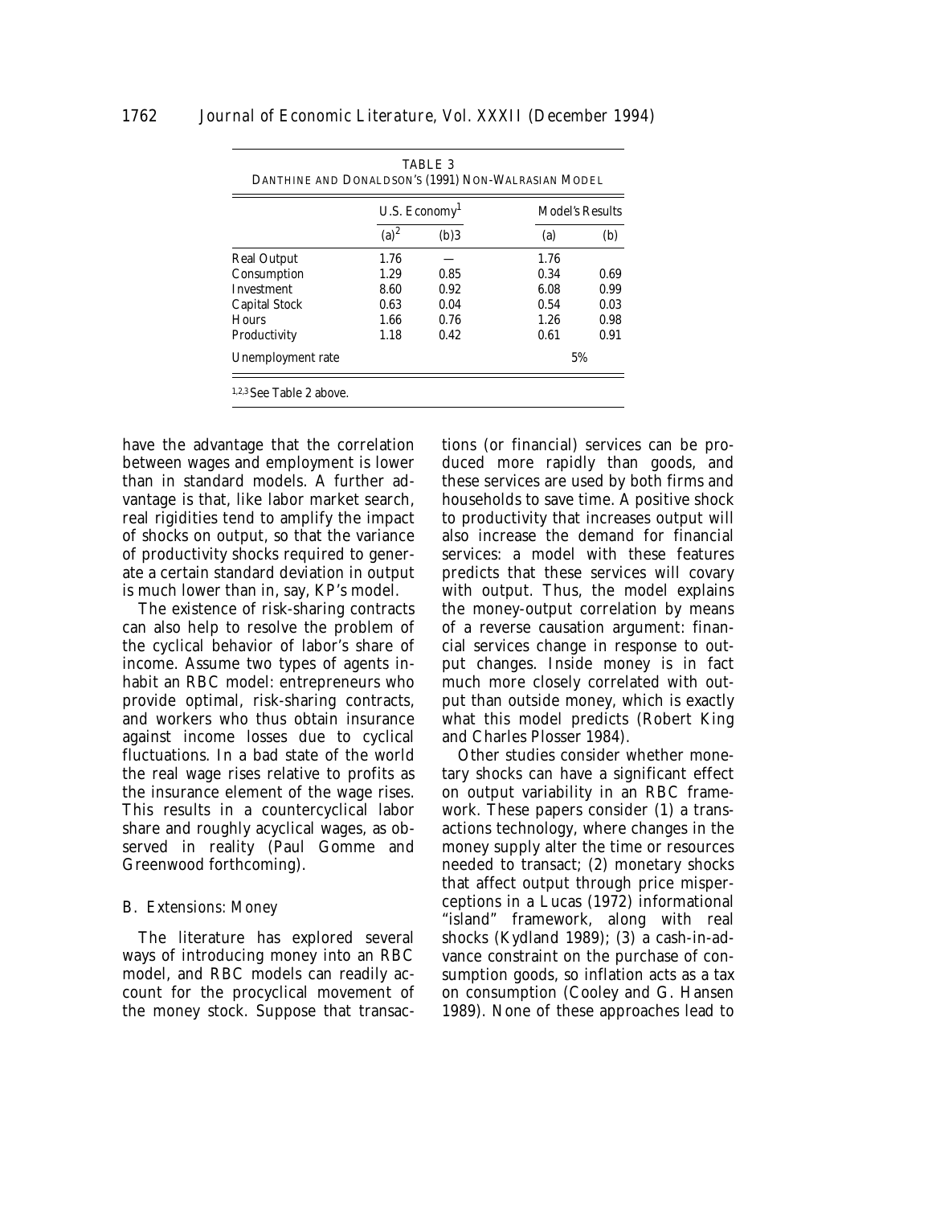TABLE 3

DANTHINE AND DONALDSON'S (1991) NON-WALRASIAN MODEL

| | U.S. Economy[1] | | Model's Results | |
|---|---|---|---|---|
| | (a)[2] | (b)3 | (a) | (b) |
| Real Output | 1.76 | — | 1.76 | |
| Consumption | 1.29 | 0.85 | 0.34 | 0.69 |
| Investment | 8.60 | 0.92 | 6.08 | 0.99 |
| Capital Stock | 0.63 | 0.04 | 0.54 | 0.03 |
| Hours | 1.66 | 0.76 | 1.26 | 0.98 |
| Productivity | 1.18 | 0.42 | 0.61 | 0.91 |
| Unemployment rate | | | 5% | |

[1,2,3] See Table 2 above.

have the advantage that the correlation between wages and employment is lower than in standard models. A further advantage is that, like labor market search, real rigidities tend to amplify the impact of shocks on output, so that the variance of productivity shocks required to generate a certain standard deviation in output is much lower than in, say, KP's model.

The existence of risk-sharing contracts can also help to resolve the problem of the cyclical behavior of labor's share of income. Assume two types of agents inhabit an RBC model: entrepreneurs who provide optimal, risk-sharing contracts, and workers who thus obtain insurance against income losses due to cyclical fluctuations. In a bad state of the world the real wage rises relative to profits as the insurance element of the wage rises. This results in a countercyclical labor share and roughly acyclical wages, as observed in reality (Paul Gomme and Greenwood forthcoming).

### B. Extensions: Money

The literature has explored several ways of introducing money into an RBC model, and RBC models can readily account for the procyclical movement of the money stock. Suppose that transactions (or financial) services can be produced more rapidly than goods, and these services are used by both firms and households to save time. A positive shock to productivity that increases output will also increase the demand for financial services: a model with these features predicts that these services will covary with output. Thus, the model explains the money-output correlation by means of a reverse causation argument: financial services change in response to output changes. Inside money is in fact much more closely correlated with output than outside money, which is exactly what this model predicts (Robert King and Charles Plosser 1984).

Other studies consider whether monetary shocks can have a significant effect on output variability in an RBC framework. These papers consider (1) a transactions technology, where changes in the money supply alter the time or resources needed to transact; (2) monetary shocks that affect output through price misperceptions in a Lucas (1972) informational "island" framework, along with real shocks (Kydland 1989); (3) a cash-in-advance constraint on the purchase of consumption goods, so inflation acts as a tax on consumption (Cooley and G. Hansen 1989). None of these approaches lead to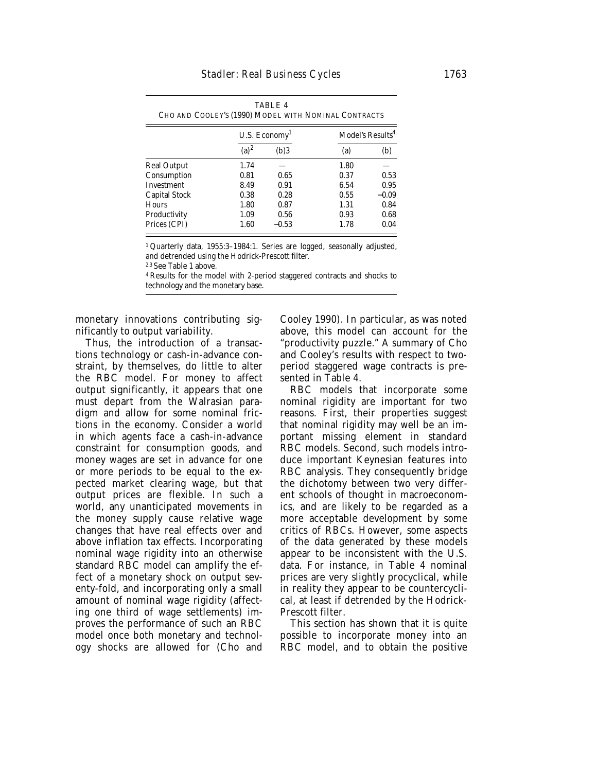TABLE 4
CHO AND COOLEY'S (1990) MODEL WITH NOMINAL CONTRACTS

| | U.S. Economy[1] | | Model's Results[4] | |
|---|---|---|---|---|
| | (a)[2] | (b)3 | (a) | (b) |
| Real Output | 1.74 | — | 1.80 | — |
| Consumption | 0.81 | 0.65 | 0.37 | 0.53 |
| Investment | 8.49 | 0.91 | 6.54 | 0.95 |
| Capital Stock | 0.38 | 0.28 | 0.55 | −0.09 |
| Hours | 1.80 | 0.87 | 1.31 | 0.84 |
| Productivity | 1.09 | 0.56 | 0.93 | 0.68 |
| Prices (CPI) | 1.60 | −0.53 | 1.78 | 0.04 |

[1] Quarterly data, 1955:3–1984:1. Series are logged, seasonally adjusted, and detrended using the Hodrick-Prescott filter.
[2,3] See Table 1 above.
[4] Results for the model with 2-period staggered contracts and shocks to technology and the monetary base.

monetary innovations contributing significantly to output variability.

Thus, the introduction of a transactions technology or cash-in-advance constraint, by themselves, do little to alter the RBC model. For money to affect output significantly, it appears that one must depart from the Walrasian paradigm and allow for some nominal frictions in the economy. Consider a world in which agents face a cash-in-advance constraint for consumption goods, and money wages are set in advance for one or more periods to be equal to the expected market clearing wage, but that output prices are flexible. In such a world, any unanticipated movements in the money supply cause relative wage changes that have real effects over and above inflation tax effects. Incorporating nominal wage rigidity into an otherwise standard RBC model can amplify the effect of a monetary shock on output seventy-fold, and incorporating only a small amount of nominal wage rigidity (affecting one third of wage settlements) improves the performance of such an RBC model once both monetary and technology shocks are allowed for (Cho and Cooley 1990). In particular, as was noted above, this model can account for the "productivity puzzle." A summary of Cho and Cooley's results with respect to two-period staggered wage contracts is presented in Table 4.

RBC models that incorporate some nominal rigidity are important for two reasons. First, their properties suggest that nominal rigidity may well be an important missing element in standard RBC models. Second, such models introduce important Keynesian features into RBC analysis. They consequently bridge the dichotomy between two very different schools of thought in macroeconomics, and are likely to be regarded as a more acceptable development by some critics of RBCs. However, some aspects of the data generated by these models appear to be inconsistent with the U.S. data. For instance, in Table 4 nominal prices are very slightly procyclical, while in reality they appear to be countercyclical, at least if detrended by the Hodrick-Prescott filter.

This section has shown that it is quite possible to incorporate money into an RBC model, and to obtain the positive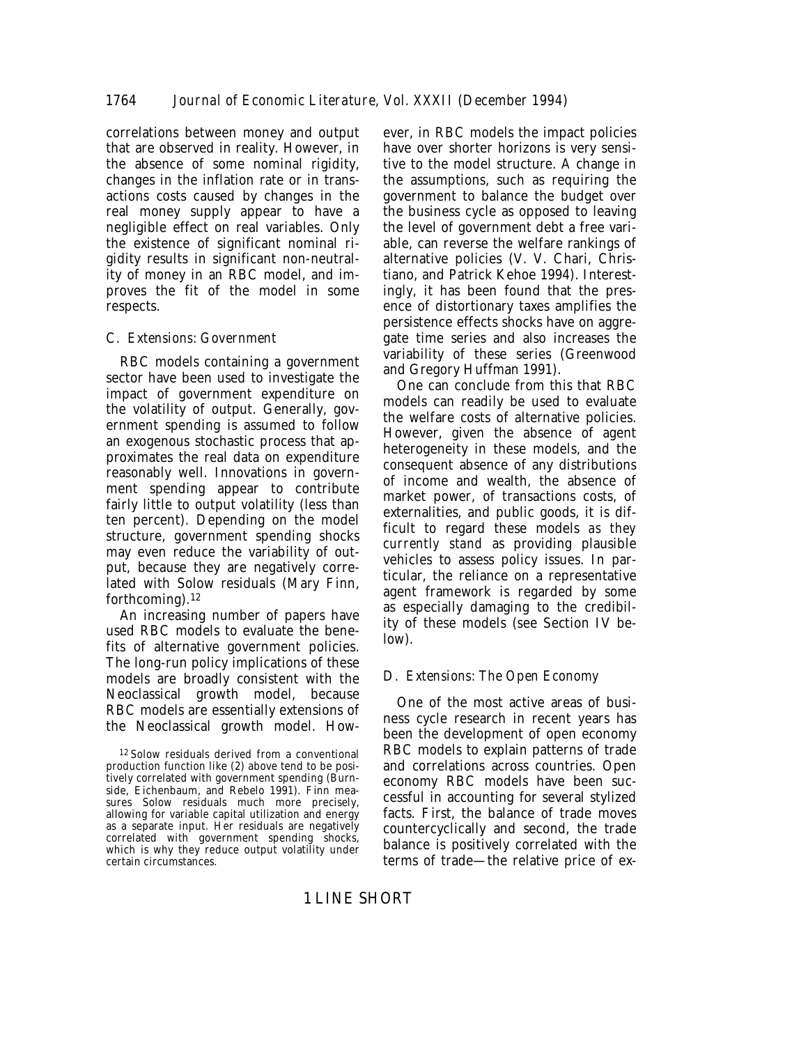correlations between money and output that are observed in reality. However, in the absence of some nominal rigidity, changes in the inflation rate or in transactions costs caused by changes in the real money supply appear to have a negligible effect on real variables. Only the existence of significant nominal rigidity results in significant non-neutrality of money in an RBC model, and improves the fit of the model in some respects.

### C. *Extensions: Government*

RBC models containing a government sector have been used to investigate the impact of government expenditure on the volatility of output. Generally, government spending is assumed to follow an exogenous stochastic process that approximates the real data on expenditure reasonably well. Innovations in government spending appear to contribute fairly little to output volatility (less than ten percent). Depending on the model structure, government spending shocks may even reduce the variability of output, because they are negatively correlated with Solow residuals (Mary Finn, forthcoming).[12]

An increasing number of papers have used RBC models to evaluate the benefits of alternative government policies. The long-run policy implications of these models are broadly consistent with the Neoclassical growth model, because RBC models are essentially extensions of the Neoclassical growth model. However, in RBC models the impact policies have over shorter horizons is very sensitive to the model structure. A change in the assumptions, such as requiring the government to balance the budget over the business cycle as opposed to leaving the level of government debt a free variable, can reverse the welfare rankings of alternative policies (V. V. Chari, Christiano, and Patrick Kehoe 1994). Interestingly, it has been found that the presence of distortionary taxes amplifies the persistence effects shocks have on aggregate time series and also increases the variability of these series (Greenwood and Gregory Huffman 1991).

One can conclude from this that RBC models can readily be used to evaluate the welfare costs of alternative policies. However, given the absence of agent heterogeneity in these models, and the consequent absence of any distributions of income and wealth, the absence of market power, of transactions costs, of externalities, and public goods, it is difficult to regard these models *as they currently stand* as providing plausible vehicles to assess policy issues. In particular, the reliance on a representative agent framework is regarded by some as especially damaging to the credibility of these models (see Section IV below).

### D. *Extensions: The Open Economy*

One of the most active areas of business cycle research in recent years has been the development of open economy RBC models to explain patterns of trade and correlations across countries. Open economy RBC models have been successful in accounting for several stylized facts. First, the balance of trade moves countercyclically and second, the trade balance is positively correlated with the terms of trade—the relative price of ex-

[12] Solow residuals derived from a conventional production function like (2) above tend to be positively correlated with government spending (Burnside, Eichenbaum, and Rebelo 1991). Finn measures Solow residuals much more precisely, allowing for variable capital utilization and energy as a separate input. Her residuals are negatively correlated with government spending shocks, which is why they reduce output volatility under certain circumstances.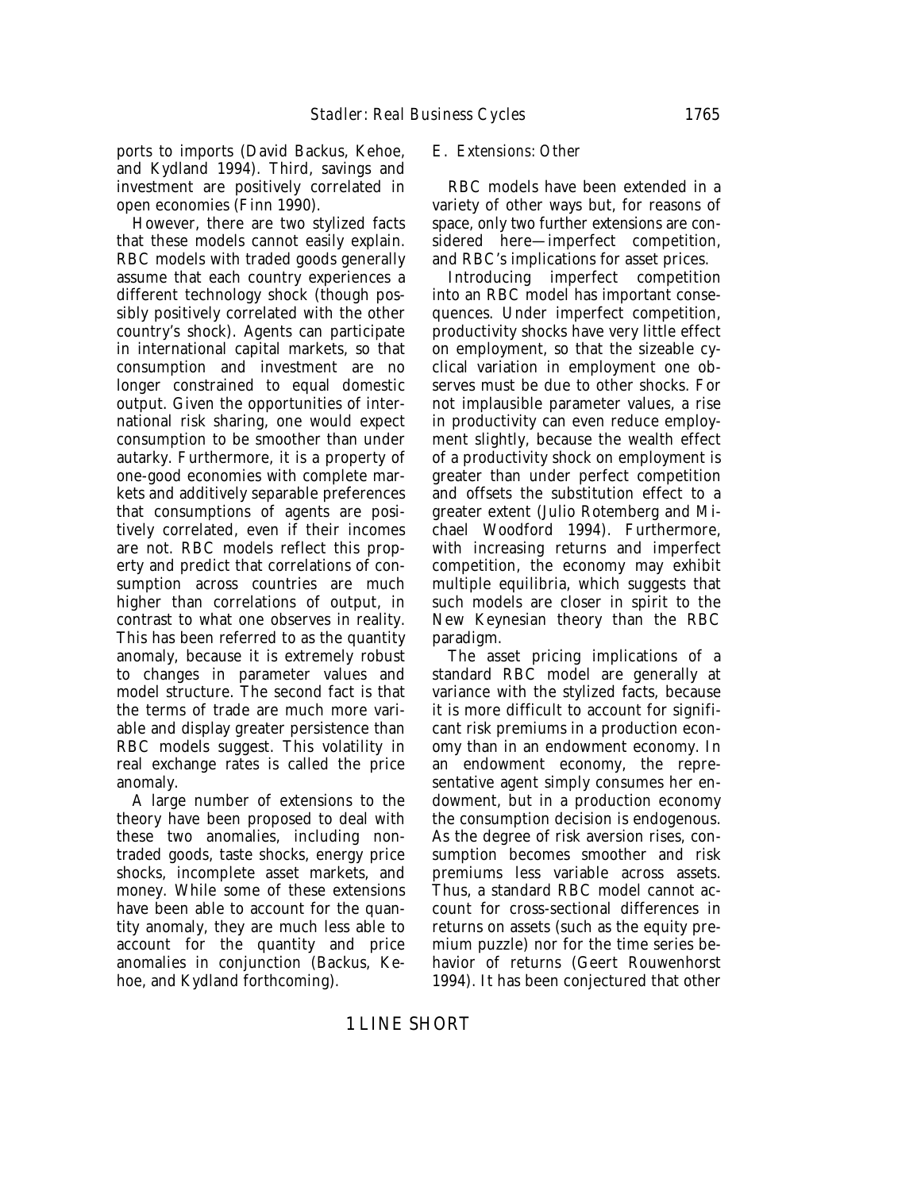ports to imports (David Backus, Kehoe, and Kydland 1994). Third, savings and investment are positively correlated in open economies (Finn 1990).

However, there are two stylized facts that these models cannot easily explain. RBC models with traded goods generally assume that each country experiences a different technology shock (though possibly positively correlated with the other country's shock). Agents can participate in international capital markets, so that consumption and investment are no longer constrained to equal domestic output. Given the opportunities of international risk sharing, one would expect consumption to be smoother than under autarky. Furthermore, it is a property of one-good economies with complete markets and additively separable preferences that consumptions of agents are positively correlated, even if their incomes are not. RBC models reflect this property and predict that correlations of consumption across countries are much higher than correlations of output, in contrast to what one observes in reality. This has been referred to as the quantity anomaly, because it is extremely robust to changes in parameter values and model structure. The second fact is that the terms of trade are much more variable and display greater persistence than RBC models suggest. This volatility in real exchange rates is called the price anomaly.

A large number of extensions to the theory have been proposed to deal with these two anomalies, including nontraded goods, taste shocks, energy price shocks, incomplete asset markets, and money. While some of these extensions have been able to account for the quantity anomaly, they are much less able to account for the quantity and price anomalies in conjunction (Backus, Kehoe, and Kydland forthcoming).

### E. Extensions: Other

RBC models have been extended in a variety of other ways but, for reasons of space, only two further extensions are considered here—imperfect competition, and RBC's implications for asset prices.

Introducing imperfect competition into an RBC model has important consequences. Under imperfect competition, productivity shocks have very little effect on employment, so that the sizeable cyclical variation in employment one observes must be due to other shocks. For not implausible parameter values, a rise in productivity can even reduce employment slightly, because the wealth effect of a productivity shock on employment is greater than under perfect competition and offsets the substitution effect to a greater extent (Julio Rotemberg and Michael Woodford 1994). Furthermore, with increasing returns and imperfect competition, the economy may exhibit multiple equilibria, which suggests that such models are closer in spirit to the New Keynesian theory than the RBC paradigm.

The asset pricing implications of a standard RBC model are generally at variance with the stylized facts, because it is more difficult to account for significant risk premiums in a production economy than in an endowment economy. In an endowment economy, the representative agent simply consumes her endowment, but in a production economy the consumption decision is endogenous. As the degree of risk aversion rises, consumption becomes smoother and risk premiums less variable across assets. Thus, a standard RBC model cannot account for cross-sectional differences in returns on assets (such as the equity premium puzzle) nor for the time series behavior of returns (Geert Rouwenhorst 1994). It has been conjectured that other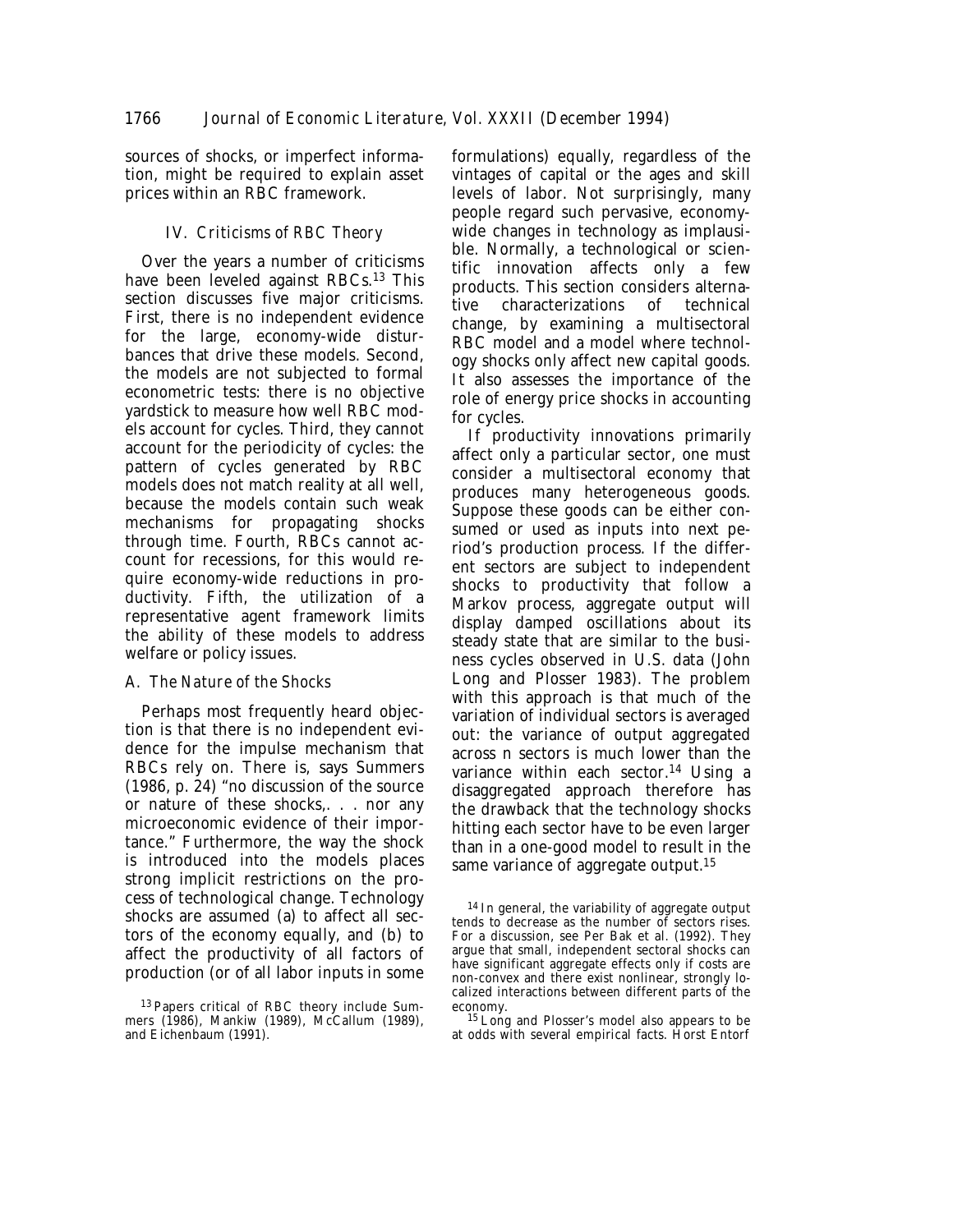sources of shocks, or imperfect information, might be required to explain asset prices within an RBC framework.

## IV. *Criticisms of RBC Theory*

Over the years a number of criticisms have been leveled against RBCs.[13] This section discusses five major criticisms. First, there is no independent evidence for the large, economy-wide disturbances that drive these models. Second, the models are not subjected to formal econometric tests: there is no objective yardstick to measure how well RBC models account for cycles. Third, they cannot account for the periodicity of cycles: the pattern of cycles generated by RBC models does not match reality at all well, because the models contain such weak mechanisms for propagating shocks through time. Fourth, RBCs cannot account for recessions, for this would require economy-wide reductions in productivity. Fifth, the utilization of a representative agent framework limits the ability of these models to address welfare or policy issues.

### A. *The Nature of the Shocks*

Perhaps most frequently heard objection is that there is no independent evidence for the impulse mechanism that RBCs rely on. There is, says Summers (1986, p. 24) "no discussion of the source or nature of these shocks,. . . nor any microeconomic evidence of their importance." Furthermore, the way the shock is introduced into the models places strong implicit restrictions on the process of technological change. Technology shocks are assumed (a) to affect all sectors of the economy equally, and (b) to affect the productivity of all factors of production (or of all labor inputs in some formulations) equally, regardless of the vintages of capital or the ages and skill levels of labor. Not surprisingly, many people regard such pervasive, economy-wide changes in technology as implausible. Normally, a technological or scientific innovation affects only a few products. This section considers alternative characterizations of technical change, by examining a multisectoral RBC model and a model where technology shocks only affect new capital goods. It also assesses the importance of the role of energy price shocks in accounting for cycles.

If productivity innovations primarily affect only a particular sector, one must consider a multisectoral economy that produces many heterogeneous goods. Suppose these goods can be either consumed or used as inputs into next period's production process. If the different sectors are subject to independent shocks to productivity that follow a Markov process, aggregate output will display damped oscillations about its steady state that are similar to the business cycles observed in U.S. data (John Long and Plosser 1983). The problem with this approach is that much of the variation of individual sectors is averaged out: the variance of output aggregated across n sectors is much lower than the variance within each sector.[14] Using a disaggregated approach therefore has the drawback that the technology shocks hitting each sector have to be even larger than in a one-good model to result in the same variance of aggregate output.[15]

[13] Papers critical of RBC theory include Summers (1986), Mankiw (1989), McCallum (1989), and Eichenbaum (1991).

[14] In general, the variability of aggregate output tends to decrease as the number of sectors rises. For a discussion, see Per Bak et al. (1992). They argue that small, independent sectoral shocks can have significant aggregate effects only if costs are non-convex and there exist nonlinear, strongly localized interactions between different parts of the economy.

[15] Long and Plosser's model also appears to be at odds with several empirical facts. Horst Entorf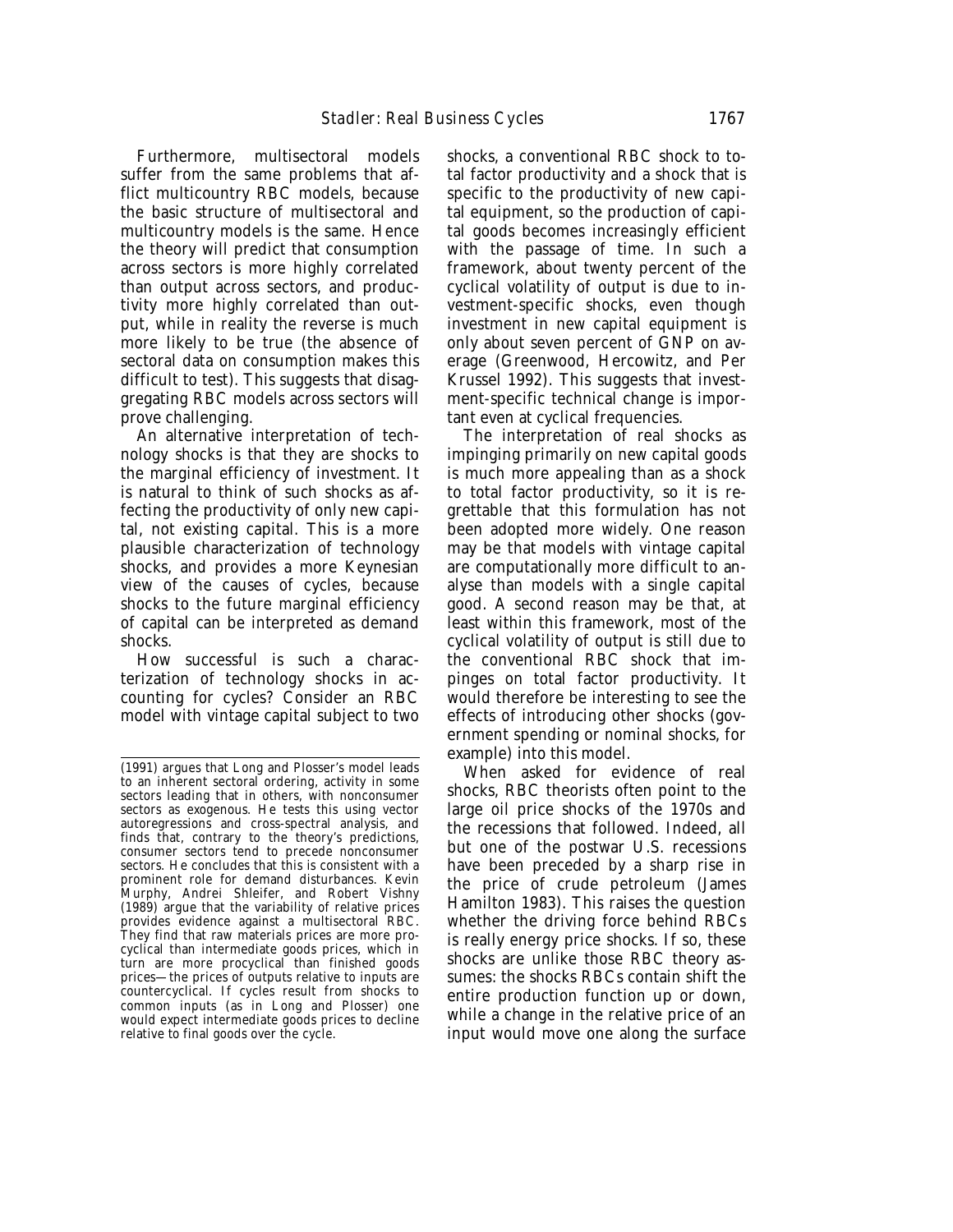Furthermore, multisectoral models suffer from the same problems that afflict multicountry RBC models, because the basic structure of multisectoral and multicountry models is the same. Hence the theory will predict that consumption across sectors is more highly correlated than output across sectors, and productivity more highly correlated than output, while in reality the reverse is much more likely to be true (the absence of sectoral data on consumption makes this difficult to test). This suggests that disaggregating RBC models across sectors will prove challenging.

An alternative interpretation of technology shocks is that they are shocks to the marginal efficiency of investment. It is natural to think of such shocks as affecting the productivity of only new capital, not existing capital. This is a more plausible characterization of technology shocks, and provides a more Keynesian view of the causes of cycles, because shocks to the future marginal efficiency of capital can be interpreted as demand shocks.

How successful is such a characterization of technology shocks in accounting for cycles? Consider an RBC model with vintage capital subject to two shocks, a conventional RBC shock to total factor productivity and a shock that is specific to the productivity of new capital equipment, so the production of capital goods becomes increasingly efficient with the passage of time. In such a framework, about twenty percent of the cyclical volatility of output is due to investment-specific shocks, even though investment in new capital equipment is only about seven percent of GNP on average (Greenwood, Hercowitz, and Per Krussel 1992). This suggests that investment-specific technical change is important even at cyclical frequencies.

The interpretation of real shocks as impinging primarily on new capital goods is much more appealing than as a shock to total factor productivity, so it is regrettable that this formulation has not been adopted more widely. One reason may be that models with vintage capital are computationally more difficult to analyse than models with a single capital good. A second reason may be that, at least within this framework, most of the cyclical volatility of output is still due to the conventional RBC shock that impinges on total factor productivity. It would therefore be interesting to see the effects of introducing other shocks (government spending or nominal shocks, for example) into this model.

When asked for evidence of real shocks, RBC theorists often point to the large oil price shocks of the 1970s and the recessions that followed. Indeed, all but one of the postwar U.S. recessions have been preceded by a sharp rise in the price of crude petroleum (James Hamilton 1983). This raises the question whether the driving force behind RBCs is really energy price shocks. If so, these shocks are unlike those RBC theory assumes: the shocks RBCs contain shift the entire production function up or down, while a change in the relative price of an input would move one along the surface

(1991) argues that Long and Plosser's model leads to an inherent sectoral ordering, activity in some sectors leading that in others, with nonconsumer sectors as exogenous. He tests this using vector autoregressions and cross-spectral analysis, and finds that, contrary to the theory's predictions, consumer sectors tend to precede nonconsumer sectors. He concludes that this is consistent with a prominent role for demand disturbances. Kevin Murphy, Andrei Shleifer, and Robert Vishny (1989) argue that the variability of relative prices provides evidence against a multisectoral RBC. They find that raw materials prices are more procyclical than intermediate goods prices, which in turn are more procyclical than finished goods prices—the prices of outputs relative to inputs are countercyclical. If cycles result from shocks to common inputs (as in Long and Plosser) one would expect intermediate goods prices to decline relative to final goods over the cycle.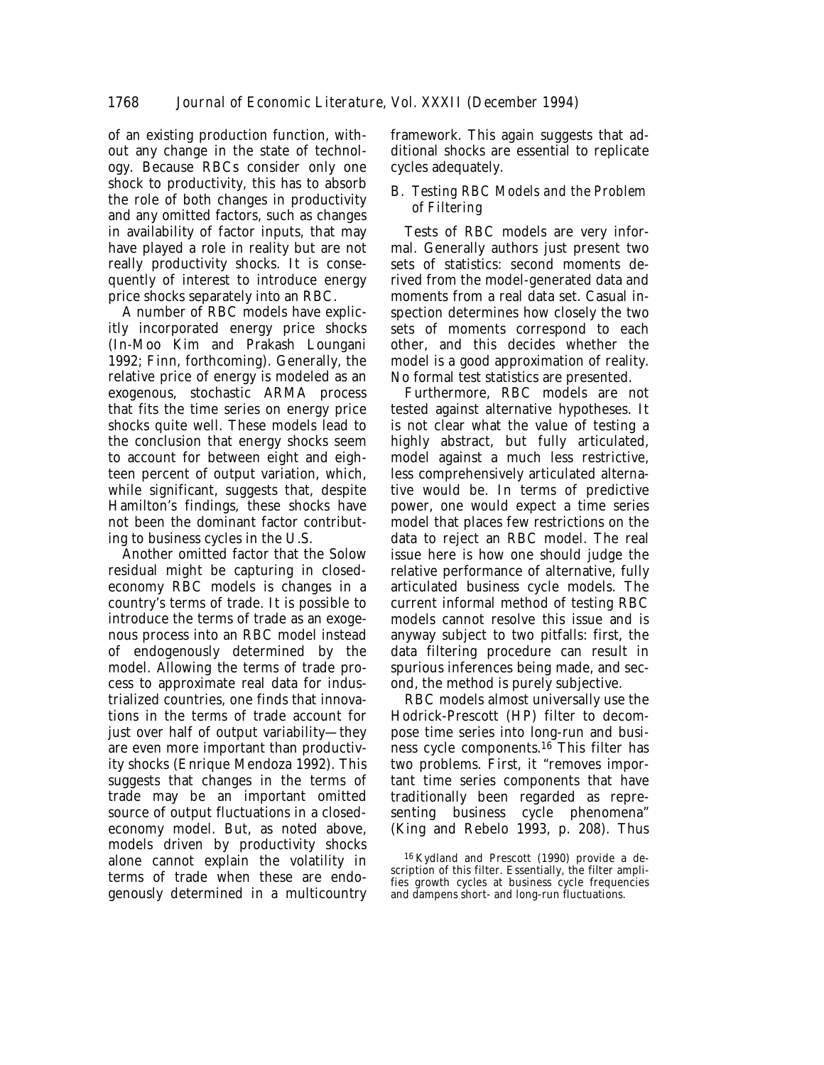of an existing production function, without any change in the state of technology. Because RBCs consider only one shock to productivity, this has to absorb the role of both changes in productivity and any omitted factors, such as changes in availability of factor inputs, that may have played a role in reality but are not really productivity shocks. It is consequently of interest to introduce energy price shocks separately into an RBC.

A number of RBC models have explicitly incorporated energy price shocks (In-Moo Kim and Prakash Loungani 1992; Finn, forthcoming). Generally, the relative price of energy is modeled as an exogenous, stochastic ARMA process that fits the time series on energy price shocks quite well. These models lead to the conclusion that energy shocks seem to account for between eight and eighteen percent of output variation, which, while significant, suggests that, despite Hamilton's findings, these shocks have not been the dominant factor contributing to business cycles in the U.S.

Another omitted factor that the Solow residual might be capturing in closed-economy RBC models is changes in a country's terms of trade. It is possible to introduce the terms of trade as an exogenous process into an RBC model instead of endogenously determined by the model. Allowing the terms of trade process to approximate real data for industrialized countries, one finds that innovations in the terms of trade account for just over half of output variability—they are even more important than productivity shocks (Enrique Mendoza 1992). This suggests that changes in the terms of trade may be an important omitted source of output fluctuations in a closed-economy model. But, as noted above, models driven by productivity shocks alone cannot explain the volatility in terms of trade when these are endogenously determined in a multicountry framework. This again suggests that additional shocks are essential to replicate cycles adequately.

### *B. Testing RBC Models and the Problem of Filtering*

Tests of RBC models are very informal. Generally authors just present two sets of statistics: second moments derived from the model-generated data and moments from a real data set. Casual inspection determines how closely the two sets of moments correspond to each other, and this decides whether the model is a good approximation of reality. No formal test statistics are presented.

Furthermore, RBC models are not tested against alternative hypotheses. It is not clear what the value of testing a highly abstract, but fully articulated, model against a much less restrictive, less comprehensively articulated alternative would be. In terms of predictive power, one would expect a time series model that places few restrictions on the data to reject an RBC model. The real issue here is how one should judge the relative performance of alternative, fully articulated business cycle models. The current informal method of testing RBC models cannot resolve this issue and is anyway subject to two pitfalls: first, the data filtering procedure can result in spurious inferences being made, and second, the method is purely subjective.

RBC models almost universally use the Hodrick-Prescott (HP) filter to decompose time series into long-run and business cycle components.[16] This filter has two problems. First, it "removes important time series components that have traditionally been regarded as representing business cycle phenomena" (King and Rebelo 1993, p. 208). Thus

[16] Kydland and Prescott (1990) provide a description of this filter. Essentially, the filter amplifies growth cycles at business cycle frequencies and dampens short- and long-run fluctuations.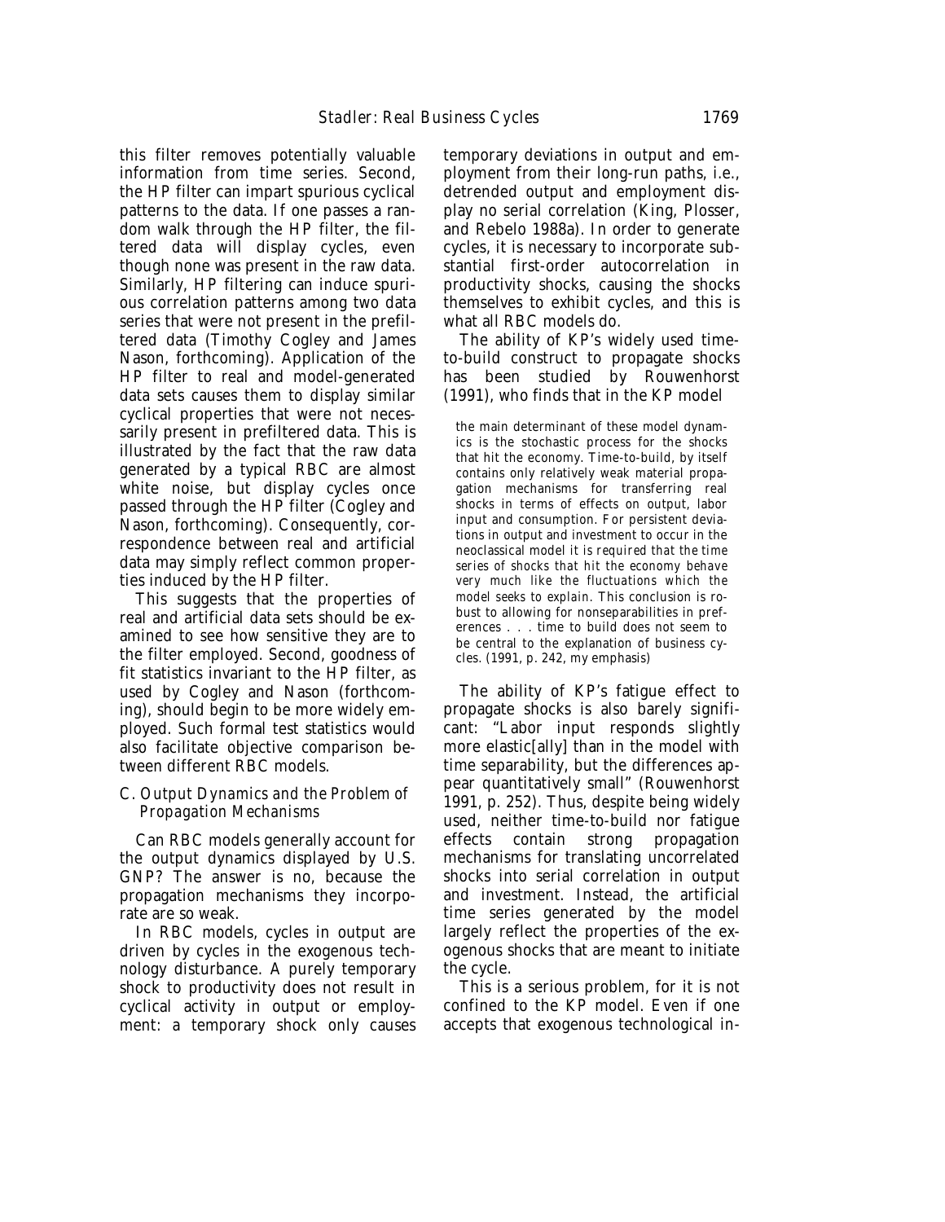this filter removes potentially valuable information from time series. Second, the HP filter can impart spurious cyclical patterns to the data. If one passes a random walk through the HP filter, the filtered data will display cycles, even though none was present in the raw data. Similarly, HP filtering can induce spurious correlation patterns among two data series that were not present in the prefiltered data (Timothy Cogley and James Nason, forthcoming). Application of the HP filter to real and model-generated data sets causes them to display similar cyclical properties that were not necessarily present in prefiltered data. This is illustrated by the fact that the raw data generated by a typical RBC are almost white noise, but display cycles once passed through the HP filter (Cogley and Nason, forthcoming). Consequently, correspondence between real and artificial data may simply reflect common properties induced by the HP filter.

This suggests that the properties of real and artificial data sets should be examined to see how sensitive they are to the filter employed. Second, goodness of fit statistics invariant to the HP filter, as used by Cogley and Nason (forthcoming), should begin to be more widely employed. Such formal test statistics would also facilitate objective comparison between different RBC models.

### C. *Output Dynamics and the Problem of Propagation Mechanisms*

Can RBC models generally account for the output dynamics displayed by U.S. GNP? The answer is no, because the propagation mechanisms they incorporate are so weak.

In RBC models, cycles in output are driven by cycles in the exogenous technology disturbance. A purely temporary shock to productivity does not result in cyclical activity in output or employment: a temporary shock only causes temporary deviations in output and employment from their long-run paths, i.e., detrended output and employment display no serial correlation (King, Plosser, and Rebelo 1988a). In order to generate cycles, it is necessary to incorporate substantial first-order autocorrelation in productivity shocks, causing the shocks themselves to exhibit cycles, and this is what all RBC models do.

The ability of KP's widely used time-to-build construct to propagate shocks has been studied by Rouwenhorst (1991), who finds that in the KP model

> the main determinant of these model dynamics is the stochastic process for the shocks that hit the economy. Time-to-build, by itself contains only relatively weak material propagation mechanisms for transferring real shocks in terms of effects on output, labor input and consumption. For persistent deviations in output and investment to occur in the neoclassical model it is required that *the time series of shocks that hit the economy behave very much like the fluctuations which the model seeks to explain*. This conclusion is robust to allowing for nonseparabilities in preferences . . . time to build does not seem to be central to the explanation of business cycles. (1991, p. 242, my emphasis)

The ability of KP's fatigue effect to propagate shocks is also barely significant: "Labor input responds slightly more elastic[ally] than in the model with time separability, but the differences appear quantitatively small" (Rouwenhorst 1991, p. 252). Thus, despite being widely used, neither time-to-build nor fatigue effects contain strong propagation mechanisms for translating uncorrelated shocks into serial correlation in output and investment. Instead, the artificial time series generated by the model largely reflect the properties of the exogenous shocks that are meant to initiate the cycle.

This is a serious problem, for it is not confined to the KP model. Even if one accepts that exogenous technological in-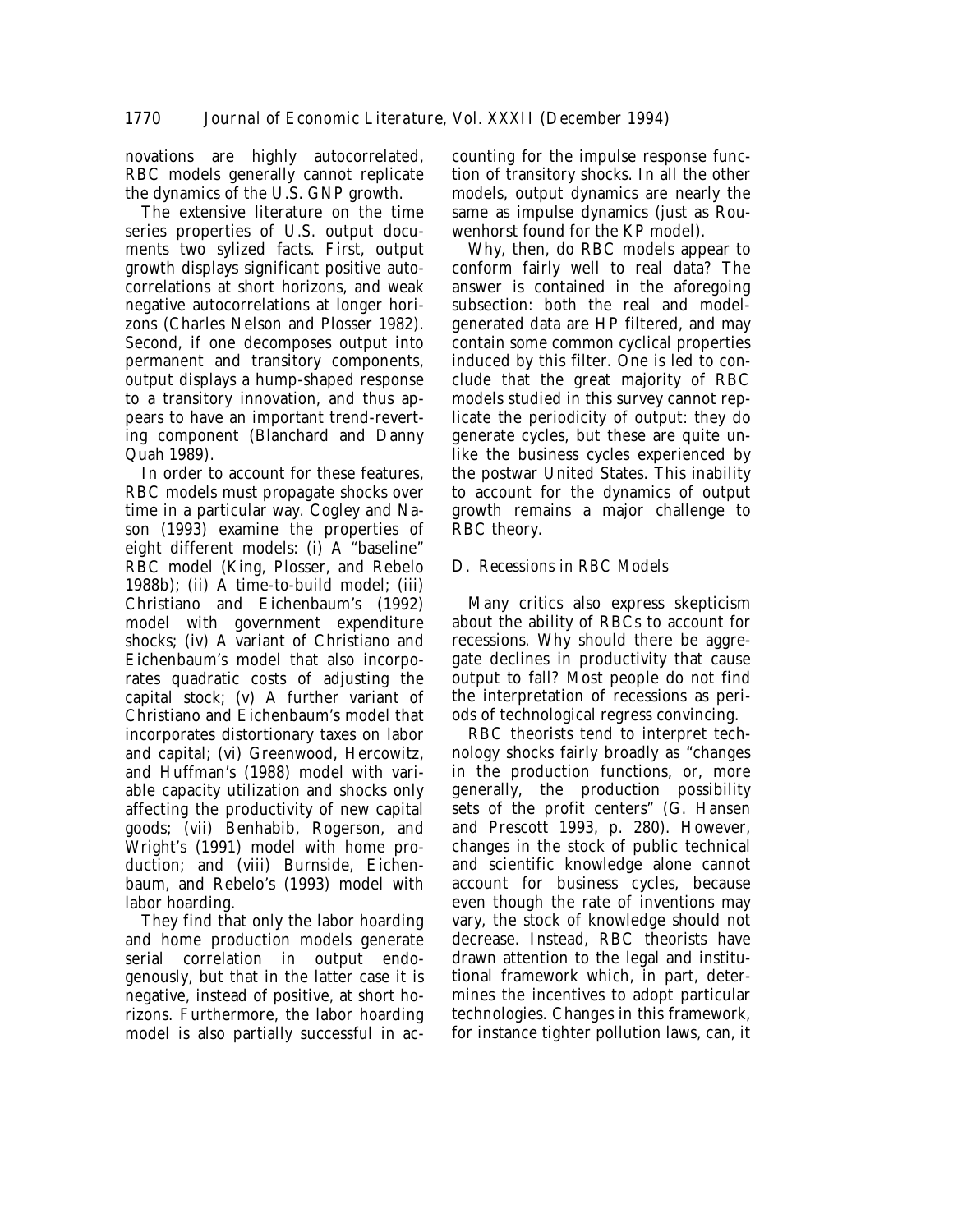novations are highly autocorrelated, RBC models generally cannot replicate the dynamics of the U.S. GNP growth.

The extensive literature on the time series properties of U.S. output documents two sylized facts. First, output growth displays significant positive autocorrelations at short horizons, and weak negative autocorrelations at longer horizons (Charles Nelson and Plosser 1982). Second, if one decomposes output into permanent and transitory components, output displays a hump-shaped response to a transitory innovation, and thus appears to have an important trend-reverting component (Blanchard and Danny Quah 1989).

In order to account for these features, RBC models must propagate shocks over time in a particular way. Cogley and Nason (1993) examine the properties of eight different models: (i) A "baseline" RBC model (King, Plosser, and Rebelo 1988b); (ii) A time-to-build model; (iii) Christiano and Eichenbaum's (1992) model with government expenditure shocks; (iv) A variant of Christiano and Eichenbaum's model that also incorporates quadratic costs of adjusting the capital stock; (v) A further variant of Christiano and Eichenbaum's model that incorporates distortionary taxes on labor and capital; (vi) Greenwood, Hercowitz, and Huffman's (1988) model with variable capacity utilization and shocks only affecting the productivity of new capital goods; (vii) Benhabib, Rogerson, and Wright's (1991) model with home production; and (viii) Burnside, Eichenbaum, and Rebelo's (1993) model with labor hoarding.

They find that only the labor hoarding and home production models generate serial correlation in output endogenously, but that in the latter case it is negative, instead of positive, at short horizons. Furthermore, the labor hoarding model is also partially successful in accounting for the impulse response function of transitory shocks. In all the other models, output dynamics are nearly the same as impulse dynamics (just as Rouwenhorst found for the KP model).

Why, then, do RBC models appear to conform fairly well to real data? The answer is contained in the aforegoing subsection: both the real and model-generated data are HP filtered, and may contain some common cyclical properties induced by this filter. One is led to conclude that the great majority of RBC models studied in this survey cannot replicate the periodicity of output: they do generate cycles, but these are quite unlike the business cycles experienced by the postwar United States. This inability to account for the dynamics of output growth remains a major challenge to RBC theory.

### *D. Recessions in RBC Models*

Many critics also express skepticism about the ability of RBCs to account for recessions. Why should there be aggregate declines in productivity that cause output to fall? Most people do not find the interpretation of recessions as periods of technological regress convincing.

RBC theorists tend to interpret technology shocks fairly broadly as "changes in the production functions, or, more generally, the production possibility sets of the profit centers" (G. Hansen and Prescott 1993, p. 280). However, changes in the stock of public technical and scientific knowledge alone cannot account for business cycles, because even though the rate of inventions may vary, the stock of knowledge should not decrease. Instead, RBC theorists have drawn attention to the legal and institutional framework which, in part, determines the incentives to adopt particular technologies. Changes in this framework, for instance tighter pollution laws, can, it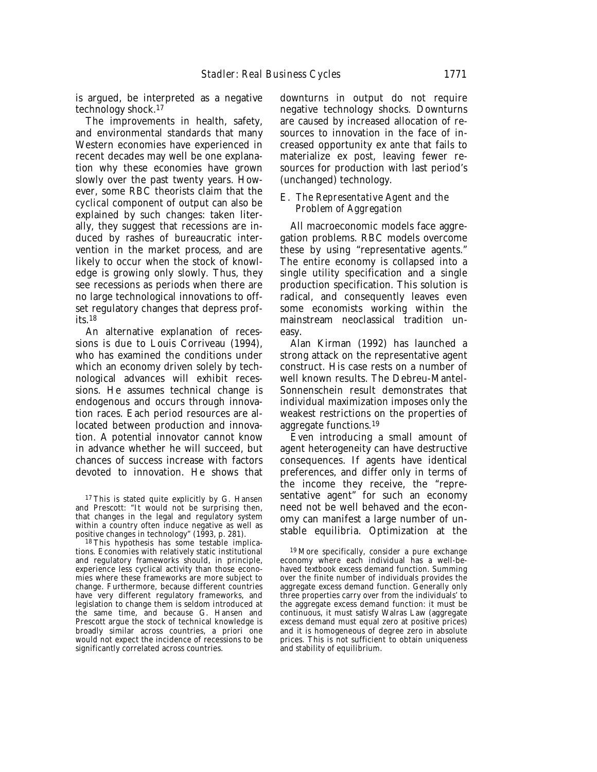is argued, be interpreted as a negative technology shock.[17]

The improvements in health, safety, and environmental standards that many Western economies have experienced in recent decades may well be one explanation why these economies have grown slowly over the past twenty years. However, some RBC theorists claim that the *cyclical* component of output can also be explained by such changes: taken literally, they suggest that recessions are induced by rashes of bureaucratic intervention in the market process, and are likely to occur when the stock of knowledge is growing only slowly. Thus, they see recessions as periods when there are no large technological innovations to offset regulatory changes that depress profits.[18]

An alternative explanation of recessions is due to Louis Corriveau (1994), who has examined the conditions under which an economy driven solely by technological advances will exhibit recessions. He assumes technical change is endogenous and occurs through innovation races. Each period resources are allocated between production and innovation. A potential innovator cannot know in advance whether he will succeed, but chances of success increase with factors devoted to innovation. He shows that downturns in output do not require negative technology shocks. Downturns are caused by increased allocation of resources to innovation in the face of increased opportunity ex ante that fails to materialize ex post, leaving fewer resources for production with last period's (unchanged) technology.

### *E. The Representative Agent and the Problem of Aggregation*

All macroeconomic models face aggregation problems. RBC models overcome these by using "representative agents." The entire economy is collapsed into a single utility specification and a single production specification. This solution is radical, and consequently leaves even some economists working within the mainstream neoclassical tradition uneasy.

Alan Kirman (1992) has launched a strong attack on the representative agent construct. His case rests on a number of well known results. The Debreu-Mantel-Sonnenschein result demonstrates that individual maximization imposes only the weakest restrictions on the properties of aggregate functions.[19]

Even introducing a small amount of agent heterogeneity can have destructive consequences. If agents have identical preferences, and differ only in terms of the income they receive, the "representative agent" for such an economy need not be well behaved and the economy can manifest a large number of unstable equilibria. Optimization at the

[17] This is stated quite explicitly by G. Hansen and Prescott: "It would not be surprising then, that changes in the legal and regulatory system within a country often induce negative as well as positive changes in technology" (1993, p. 281).

[18] This hypothesis has some testable implications. Economies with relatively static institutional and regulatory frameworks should, in principle, experience less cyclical activity than those economies where these frameworks are more subject to change. Furthermore, because different countries have very different regulatory frameworks, and legislation to change them is seldom introduced at the same time, and because G. Hansen and Prescott argue the stock of technical knowledge is broadly similar across countries, a priori one would not expect the incidence of recessions to be significantly correlated across countries.

[19] More specifically, consider a pure exchange economy where each individual has a well-behaved textbook excess demand function. Summing over the finite number of individuals provides the aggregate excess demand function. Generally only three properties carry over from the individuals' to the aggregate excess demand function: it must be continuous, it must satisfy Walras Law (aggregate excess demand must equal zero at positive prices) and it is homogeneous of degree zero in absolute prices. This is not sufficient to obtain uniqueness and stability of equilibrium.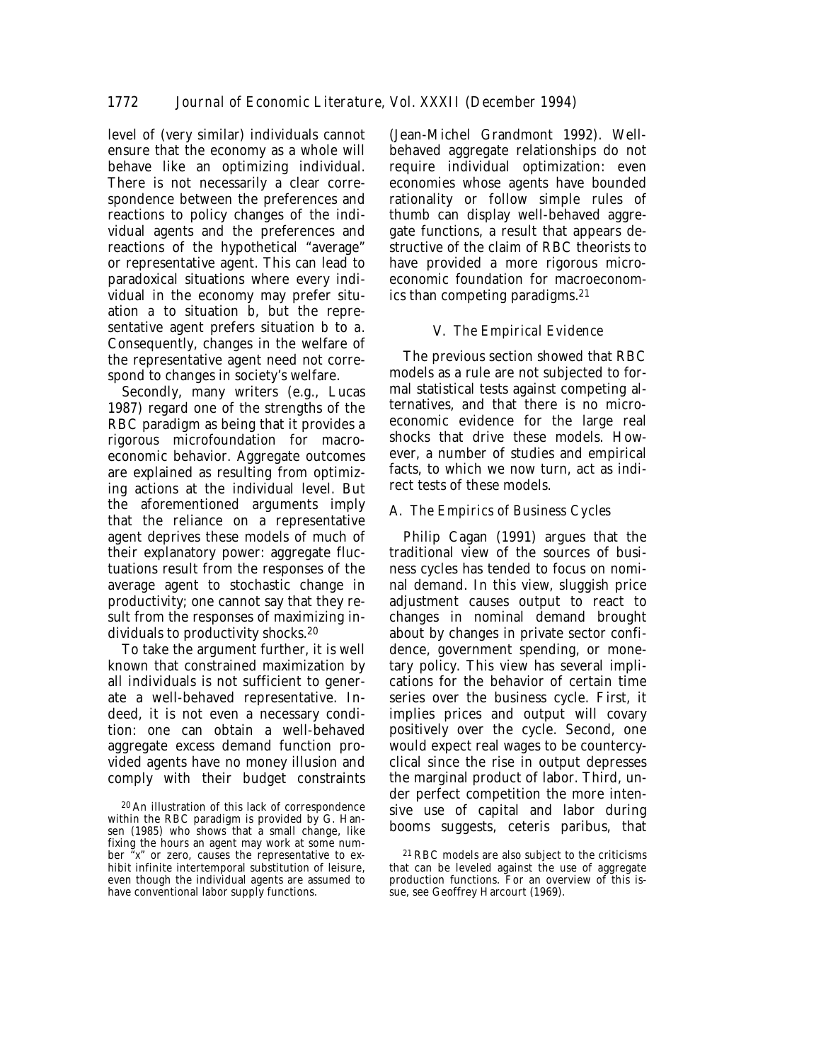level of (very similar) individuals cannot ensure that the economy as a whole will behave like an optimizing individual. There is not necessarily a clear correspondence between the preferences and reactions to policy changes of the individual agents and the preferences and reactions of the hypothetical "average" or representative agent. This can lead to paradoxical situations where every individual in the economy may prefer situation *a* to situation *b*, but the representative agent prefers situation *b* to *a*. Consequently, changes in the welfare of the representative agent need not correspond to changes in society's welfare.

Secondly, many writers (e.g., Lucas 1987) regard one of the strengths of the RBC paradigm as being that it provides a rigorous microfoundation for macroeconomic behavior. Aggregate outcomes are explained as resulting from optimizing actions at the individual level. But the aforementioned arguments imply that the reliance on a representative agent deprives these models of much of their explanatory power: aggregate fluctuations result from the responses of the average agent to stochastic change in productivity; one cannot say that they result from the responses of maximizing individuals to productivity shocks.[20]

To take the argument further, it is well known that constrained maximization by all individuals is not sufficient to generate a well-behaved representative. Indeed, it is not even a necessary condition: one can obtain a well-behaved aggregate excess demand function provided agents have no money illusion and comply with their budget constraints (Jean-Michel Grandmont 1992). Well-behaved aggregate relationships do not require individual optimization: even economies whose agents have bounded rationality or follow simple rules of thumb can display well-behaved aggregate functions, a result that appears destructive of the claim of RBC theorists to have provided a more rigorous microeconomic foundation for macroeconomics than competing paradigms.[21]

## V. The Empirical Evidence

The previous section showed that RBC models as a rule are not subjected to formal statistical tests against competing alternatives, and that there is no microeconomic evidence for the large real shocks that drive these models. However, a number of studies and empirical facts, to which we now turn, act as indirect tests of these models.

### A. The Empirics of Business Cycles

Philip Cagan (1991) argues that the traditional view of the sources of business cycles has tended to focus on nominal demand. In this view, sluggish price adjustment causes output to react to changes in nominal demand brought about by changes in private sector confidence, government spending, or monetary policy. This view has several implications for the behavior of certain time series over the business cycle. First, it implies prices and output will covary positively over the cycle. Second, one would expect real wages to be countercyclical since the rise in output depresses the marginal product of labor. Third, under perfect competition the more intensive use of capital and labor during booms suggests, ceteris paribus, that

[20] An illustration of this lack of correspondence within the RBC paradigm is provided by G. Hansen (1985) who shows that a small change, like fixing the hours an agent may work at some number "x" or zero, causes the representative to exhibit infinite intertemporal substitution of leisure, even though the individual agents are assumed to have conventional labor supply functions.

[21] RBC models are also subject to the criticisms that can be leveled against the use of aggregate production functions. For an overview of this issue, see Geoffrey Harcourt (1969).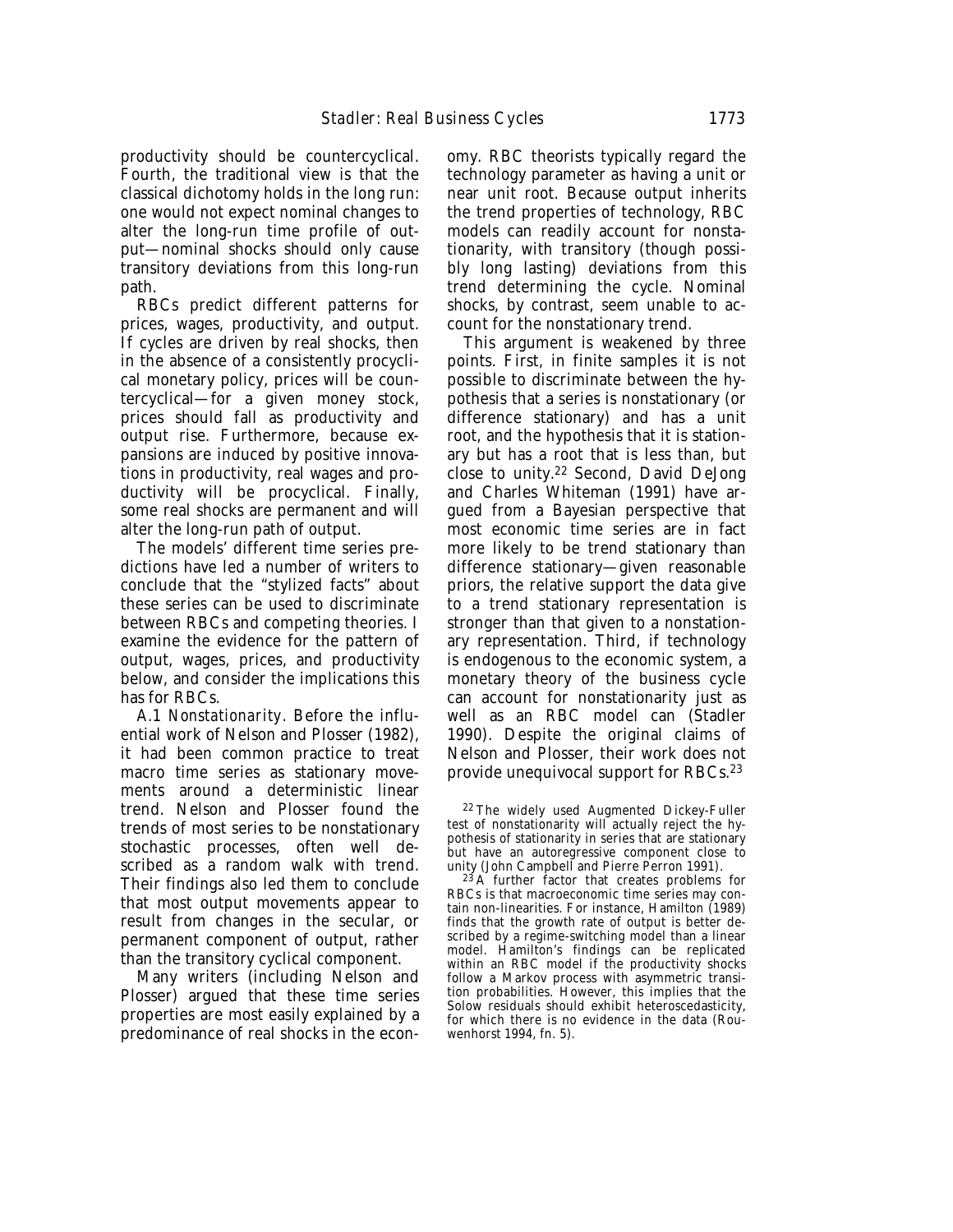productivity should be countercyclical. Fourth, the traditional view is that the classical dichotomy holds in the long run: one would not expect nominal changes to alter the long-run time profile of output—nominal shocks should only cause transitory deviations from this long-run path.

RBCs predict different patterns for prices, wages, productivity, and output. If cycles are driven by real shocks, then in the absence of a consistently procyclical monetary policy, prices will be countercyclical—for a given money stock, prices should fall as productivity and output rise. Furthermore, because expansions are induced by positive innovations in productivity, real wages and productivity will be procyclical. Finally, some real shocks are permanent and will alter the long-run path of output.

The models' different time series predictions have led a number of writers to conclude that the "stylized facts" about these series can be used to discriminate between RBCs and competing theories. I examine the evidence for the pattern of output, wages, prices, and productivity below, and consider the implications this has for RBCs.

*A.1 Nonstationarity.* Before the influential work of Nelson and Plosser (1982), it had been common practice to treat macro time series as stationary movements around a deterministic linear trend. Nelson and Plosser found the trends of most series to be nonstationary stochastic processes, often well described as a random walk with trend. Their findings also led them to conclude that most output movements appear to result from changes in the secular, or permanent component of output, rather than the transitory cyclical component.

Many writers (including Nelson and Plosser) argued that these time series properties are most easily explained by a predominance of real shocks in the economy. RBC theorists typically regard the technology parameter as having a unit or near unit root. Because output inherits the trend properties of technology, RBC models can readily account for nonstationarity, with transitory (though possibly long lasting) deviations from this trend determining the cycle. Nominal shocks, by contrast, seem unable to account for the nonstationary trend.

This argument is weakened by three points. First, in finite samples it is not possible to discriminate between the hypothesis that a series is nonstationary (or difference stationary) and has a unit root, and the hypothesis that it is stationary but has a root that is less than, but close to unity.[22] Second, David DeJong and Charles Whiteman (1991) have argued from a Bayesian perspective that most economic time series are in fact more likely to be trend stationary than difference stationary—given reasonable priors, the relative support the data give to a trend stationary representation is stronger than that given to a nonstationary representation. Third, if technology is endogenous to the economic system, a monetary theory of the business cycle can account for nonstationarity just as well as an RBC model can (Stadler 1990). Despite the original claims of Nelson and Plosser, their work does not provide unequivocal support for RBCs.[23]

[22] The widely used Augmented Dickey-Fuller test of nonstationarity will actually reject the hypothesis of stationarity in series that are stationary but have an autoregressive component close to unity (John Campbell and Pierre Perron 1991).

[23] A further factor that creates problems for RBCs is that macroeconomic time series may contain non-linearities. For instance, Hamilton (1989) finds that the growth rate of output is better described by a regime-switching model than a linear model. Hamilton's findings can be replicated within an RBC model if the productivity shocks follow a Markov process with asymmetric transition probabilities. However, this implies that the Solow residuals should exhibit heteroscedasticity, for which there is no evidence in the data (Rouwenhorst 1994, fn. 5).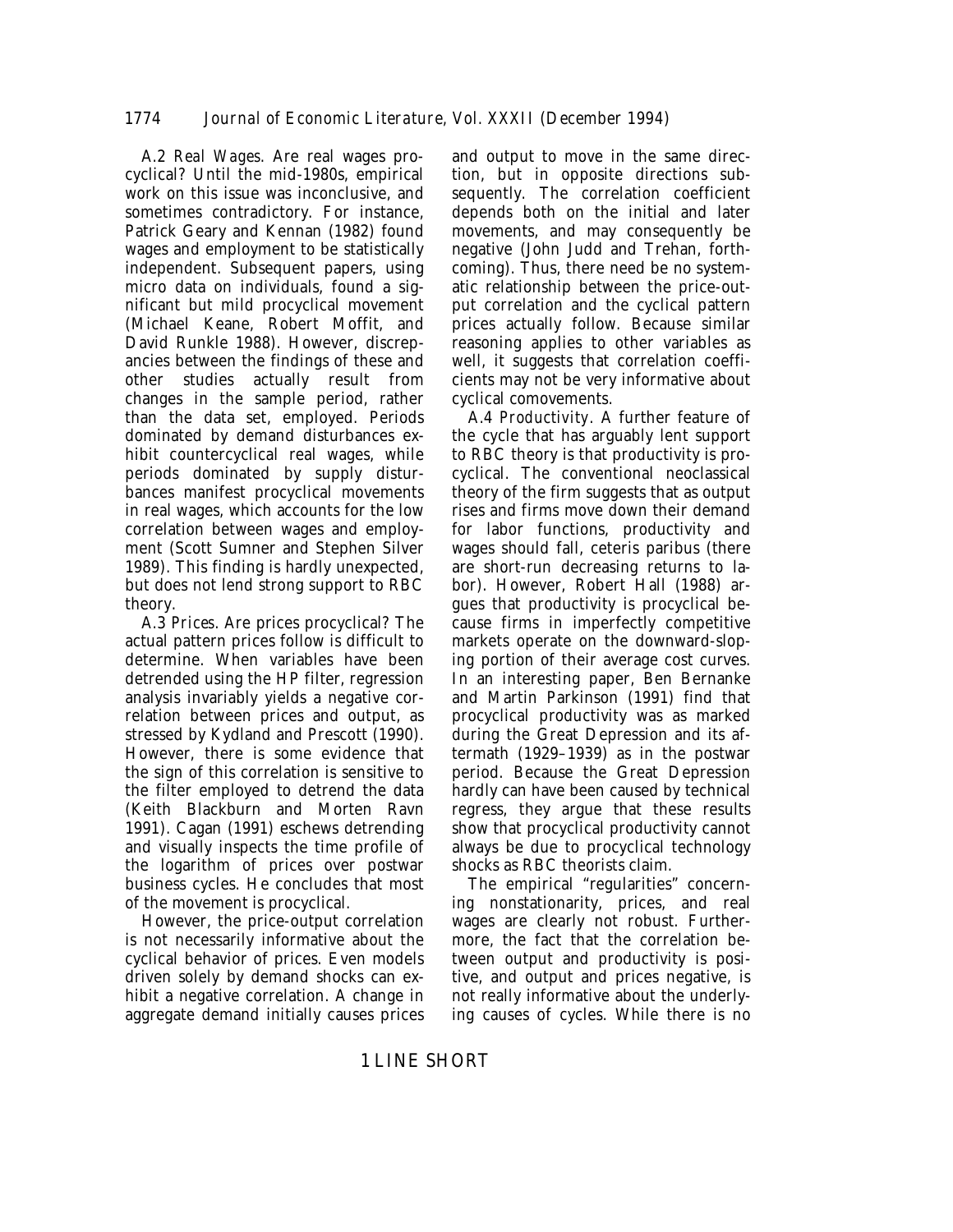*A.2 Real Wages*. Are real wages procyclical? Until the mid-1980s, empirical work on this issue was inconclusive, and sometimes contradictory. For instance, Patrick Geary and Kennan (1982) found wages and employment to be statistically independent. Subsequent papers, using micro data on individuals, found a significant but mild procyclical movement (Michael Keane, Robert Moffit, and David Runkle 1988). However, discrepancies between the findings of these and other studies actually result from changes in the sample period, rather than the data set, employed. Periods dominated by demand disturbances exhibit countercyclical real wages, while periods dominated by supply disturbances manifest procyclical movements in real wages, which accounts for the low correlation between wages and employment (Scott Sumner and Stephen Silver 1989). This finding is hardly unexpected, but does not lend strong support to RBC theory.

*A.3 Prices*. Are prices procyclical? The actual pattern prices follow is difficult to determine. When variables have been detrended using the HP filter, regression analysis invariably yields a negative correlation between prices and output, as stressed by Kydland and Prescott (1990). However, there is some evidence that the sign of this correlation is sensitive to the filter employed to detrend the data (Keith Blackburn and Morten Ravn 1991). Cagan (1991) eschews detrending and visually inspects the time profile of the logarithm of prices over postwar business cycles. He concludes that most of the movement is procyclical.

However, the price-output correlation is not necessarily informative about the cyclical behavior of prices. Even models driven solely by demand shocks can exhibit a negative correlation. A change in aggregate demand initially causes prices and output to move in the same direction, but in opposite directions subsequently. The correlation coefficient depends both on the initial and later movements, and may consequently be negative (John Judd and Trehan, forthcoming). Thus, there need be no systematic relationship between the price-output correlation and the cyclical pattern prices actually follow. Because similar reasoning applies to other variables as well, it suggests that correlation coefficients may not be very informative about cyclical comovements.

*A.4 Productivity*. A further feature of the cycle that has arguably lent support to RBC theory is that productivity is procyclical. The conventional neoclassical theory of the firm suggests that as output rises and firms move down their demand for labor functions, productivity and wages should fall, ceteris paribus (there are short-run decreasing returns to labor). However, Robert Hall (1988) argues that productivity is procyclical because firms in imperfectly competitive markets operate on the downward-sloping portion of their average cost curves. In an interesting paper, Ben Bernanke and Martin Parkinson (1991) find that procyclical productivity was as marked during the Great Depression and its aftermath (1929–1939) as in the postwar period. Because the Great Depression hardly can have been caused by technical regress, they argue that these results show that procyclical productivity cannot always be due to procyclical technology shocks as RBC theorists claim.

The empirical "regularities" concerning nonstationarity, prices, and real wages are clearly not robust. Furthermore, the fact that the correlation between output and productivity is positive, and output and prices negative, is not really informative about the underlying causes of cycles. While there is no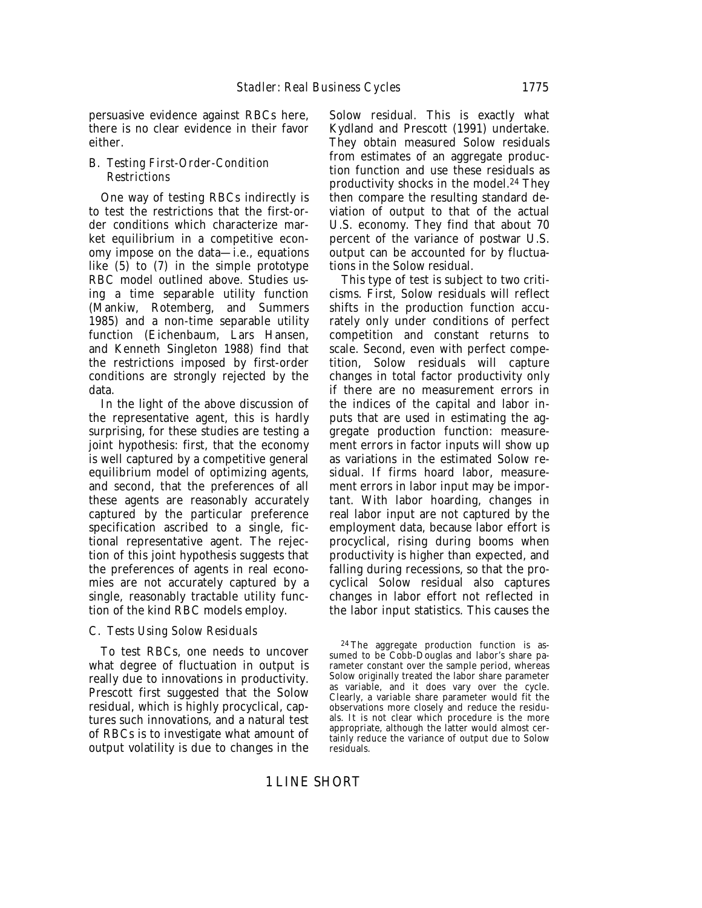persuasive evidence against RBCs here, there is no clear evidence in their favor either.

### B. *Testing First-Order-Condition Restrictions*

One way of testing RBCs indirectly is to test the restrictions that the first-order conditions which characterize market equilibrium in a competitive economy impose on the data—i.e., equations like (5) to (7) in the simple prototype RBC model outlined above. Studies using a time separable utility function (Mankiw, Rotemberg, and Summers 1985) and a non-time separable utility function (Eichenbaum, Lars Hansen, and Kenneth Singleton 1988) find that the restrictions imposed by first-order conditions are strongly rejected by the data.

In the light of the above discussion of the representative agent, this is hardly surprising, for these studies are testing a joint hypothesis: first, that the economy is well captured by a competitive general equilibrium model of optimizing agents, and second, that the preferences of all these agents are reasonably accurately captured by the particular preference specification ascribed to a single, fictional representative agent. The rejection of this joint hypothesis suggests that the preferences of agents in real economies are not accurately captured by a single, reasonably tractable utility function of the kind RBC models employ.

### C. *Tests Using Solow Residuals*

To test RBCs, one needs to uncover what degree of fluctuation in output is really due to innovations in productivity. Prescott first suggested that the Solow residual, which is highly procyclical, captures such innovations, and a natural test of RBCs is to investigate what amount of output volatility is due to changes in the Solow residual. This is exactly what Kydland and Prescott (1991) undertake. They obtain measured Solow residuals from estimates of an aggregate production function and use these residuals as productivity shocks in the model.[24] They then compare the resulting standard deviation of output to that of the actual U.S. economy. They find that about 70 percent of the variance of postwar U.S. output can be accounted for by fluctuations in the Solow residual.

This type of test is subject to two criticisms. First, Solow residuals will reflect shifts in the production function accurately only under conditions of perfect competition and constant returns to scale. Second, even with perfect competition, Solow residuals will capture changes in total factor productivity only if there are no measurement errors in the indices of the capital and labor inputs that are used in estimating the aggregate production function: measurement errors in factor inputs will show up as variations in the estimated Solow residual. If firms hoard labor, measurement errors in labor input may be important. With labor hoarding, changes in real labor input are not captured by the employment data, because labor effort is procyclical, rising during booms when productivity is higher than expected, and falling during recessions, so that the procyclical Solow residual also captures changes in labor effort not reflected in the labor input statistics. This causes the

[24] The aggregate production function is assumed to be Cobb-Douglas and labor's share parameter constant over the sample period, whereas Solow originally treated the labor share parameter as variable, and it does vary over the cycle. Clearly, a variable share parameter would fit the observations more closely and reduce the residuals. It is not clear which procedure is the more appropriate, although the latter would almost certainly reduce the variance of output due to Solow residuals.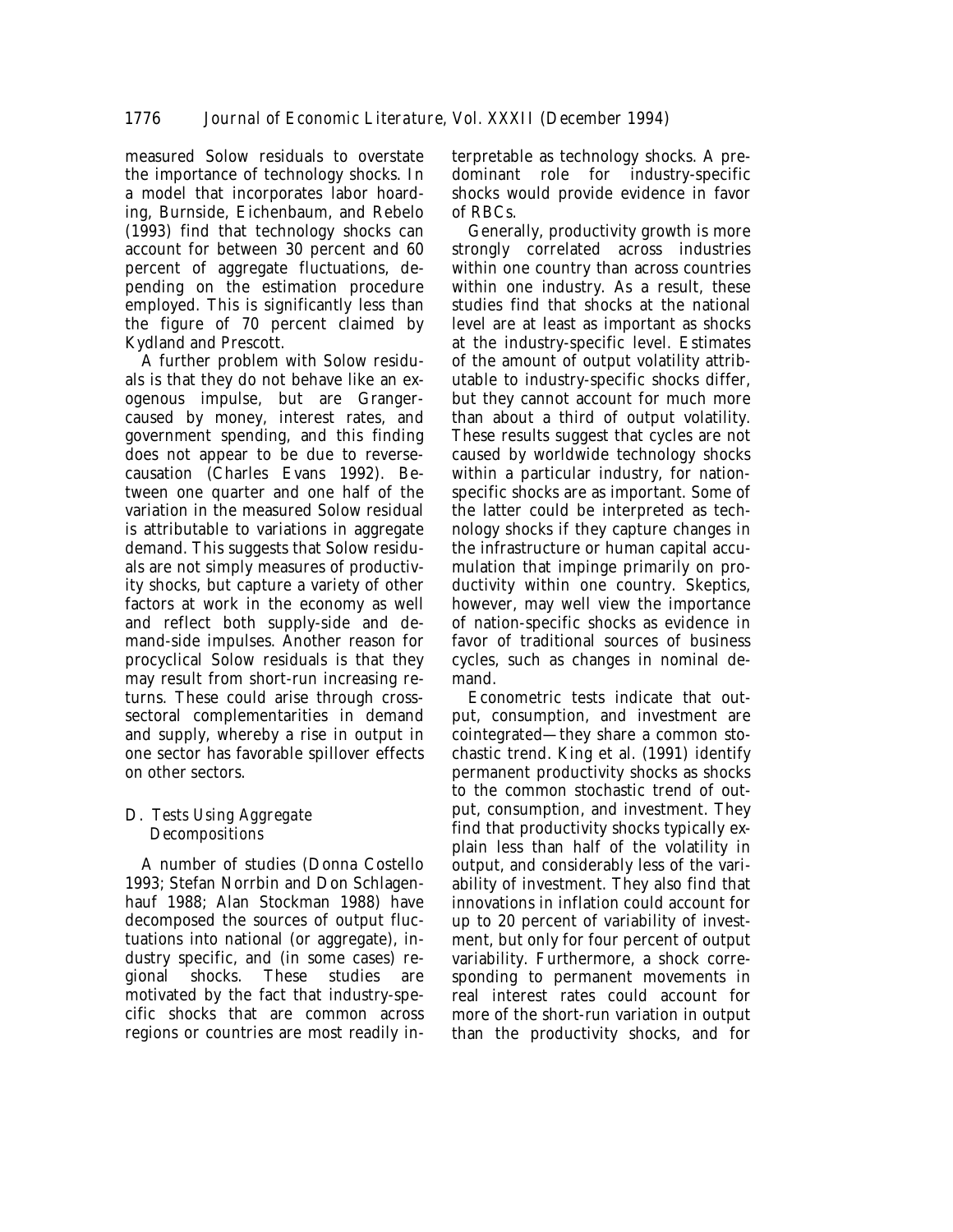measured Solow residuals to overstate the importance of technology shocks. In a model that incorporates labor hoarding, Burnside, Eichenbaum, and Rebelo (1993) find that technology shocks can account for between 30 percent and 60 percent of aggregate fluctuations, depending on the estimation procedure employed. This is significantly less than the figure of 70 percent claimed by Kydland and Prescott.

A further problem with Solow residuals is that they do not behave like an exogenous impulse, but are Granger-caused by money, interest rates, and government spending, and this finding does not appear to be due to reverse-causation (Charles Evans 1992). Between one quarter and one half of the variation in the measured Solow residual is attributable to variations in aggregate demand. This suggests that Solow residuals are not simply measures of productivity shocks, but capture a variety of other factors at work in the economy as well and reflect both supply-side and demand-side impulses. Another reason for procyclical Solow residuals is that they may result from short-run increasing returns. These could arise through cross-sectoral complementarities in demand and supply, whereby a rise in output in one sector has favorable spillover effects on other sectors.

### *D. Tests Using Aggregate Decompositions*

A number of studies (Donna Costello 1993; Stefan Norrbin and Don Schlagenhauf 1988; Alan Stockman 1988) have decomposed the sources of output fluctuations into national (or aggregate), industry specific, and (in some cases) regional shocks. These studies are motivated by the fact that industry-specific shocks that are common across regions or countries are most readily interpretable as technology shocks. A predominant role for industry-specific shocks would provide evidence in favor of RBCs.

Generally, productivity growth is more strongly correlated across industries within one country than across countries within one industry. As a result, these studies find that shocks at the national level are at least as important as shocks at the industry-specific level. Estimates of the amount of output volatility attributable to industry-specific shocks differ, but they cannot account for much more than about a third of output volatility. These results suggest that cycles are not caused by worldwide technology shocks within a particular industry, for nation-specific shocks are as important. Some of the latter could be interpreted as technology shocks if they capture changes in the infrastructure or human capital accumulation that impinge primarily on productivity within one country. Skeptics, however, may well view the importance of nation-specific shocks as evidence in favor of traditional sources of business cycles, such as changes in nominal demand.

Econometric tests indicate that output, consumption, and investment are cointegrated—they share a common stochastic trend. King et al. (1991) identify permanent productivity shocks as shocks to the common stochastic trend of output, consumption, and investment. They find that productivity shocks typically explain less than half of the volatility in output, and considerably less of the variability of investment. They also find that innovations in inflation could account for up to 20 percent of variability of investment, but only for four percent of output variability. Furthermore, a shock corresponding to permanent movements in real interest rates could account for more of the short-run variation in output than the productivity shocks, and for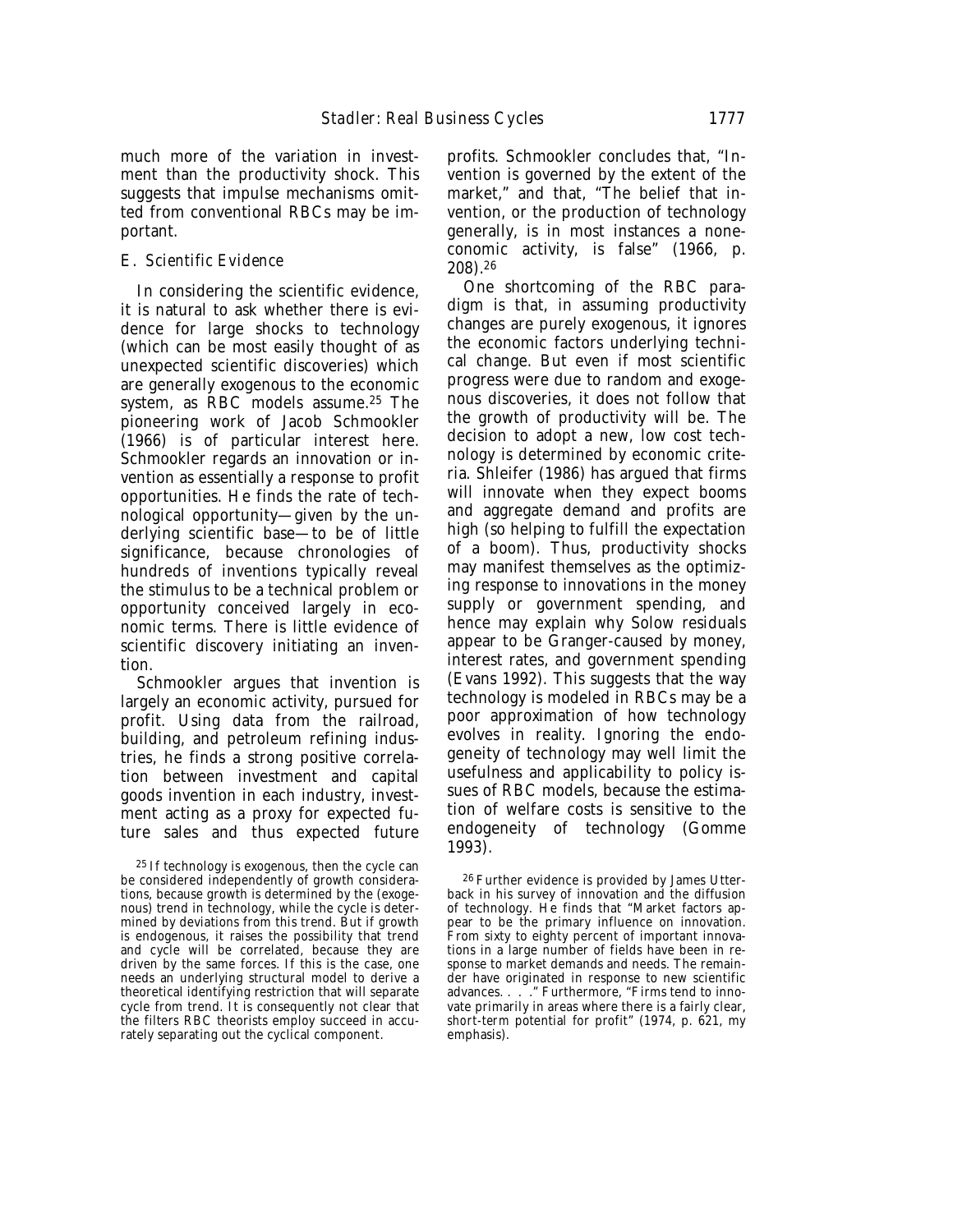much more of the variation in investment than the productivity shock. This suggests that impulse mechanisms omitted from conventional RBCs may be important.

### *E. Scientific Evidence*

In considering the scientific evidence, it is natural to ask whether there is evidence for large shocks to technology (which can be most easily thought of as unexpected scientific discoveries) which are generally exogenous to the economic system, as RBC models assume.[25] The pioneering work of Jacob Schmookler (1966) is of particular interest here. Schmookler regards an innovation or invention as essentially a response to profit opportunities. He finds the rate of technological opportunity—given by the underlying scientific base—to be of little significance, because chronologies of hundreds of inventions typically reveal the stimulus to be a technical problem or opportunity conceived largely in economic terms. There is little evidence of scientific discovery initiating an invention.

Schmookler argues that invention is largely an economic activity, pursued for profit. Using data from the railroad, building, and petroleum refining industries, he finds a strong positive correlation between investment and capital goods invention in each industry, investment acting as a proxy for expected future sales and thus expected future profits. Schmookler concludes that, "Invention is governed by the extent of the market," and that, "The belief that invention, or the production of technology generally, is in most instances a noneconomic activity, is false" (1966, p. 208).[26]

One shortcoming of the RBC paradigm is that, in assuming productivity changes are purely exogenous, it ignores the economic factors underlying technical change. But even if most scientific progress were due to random and exogenous discoveries, it does not follow that the growth of productivity will be. The decision to adopt a new, low cost technology is determined by economic criteria. Shleifer (1986) has argued that firms will innovate when they expect booms and aggregate demand and profits are high (so helping to fulfill the expectation of a boom). Thus, productivity shocks may manifest themselves as the optimizing response to innovations in the money supply or government spending, and hence may explain why Solow residuals appear to be Granger-caused by money, interest rates, and government spending (Evans 1992). This suggests that the way technology is modeled in RBCs may be a poor approximation of how technology evolves in reality. Ignoring the endogeneity of technology may well limit the usefulness and applicability to policy issues of RBC models, because the estimation of welfare costs is sensitive to the endogeneity of technology (Gomme 1993).

[25] If technology is exogenous, then the cycle can be considered independently of growth considerations, because growth is determined by the (exogenous) trend in technology, while the cycle is determined by deviations from this trend. But if growth is endogenous, it raises the possibility that trend and cycle will be correlated, because they are driven by the same forces. If this is the case, one needs an underlying structural model to derive a theoretical identifying restriction that will separate cycle from trend. It is consequently not clear that the filters RBC theorists employ succeed in accurately separating out the cyclical component.

[26] Further evidence is provided by James Utterback in his survey of innovation and the diffusion of technology. He finds that "Market factors appear to be the primary influence on innovation. From sixty to eighty percent of important innovations in a large number of fields have been in response to market demands and needs. The remainder have originated in response to new scientific advances. . . ." Furthermore, "Firms tend to innovate primarily in areas where there is a fairly clear, *short-term* potential for profit" (1974, p. 621, my emphasis).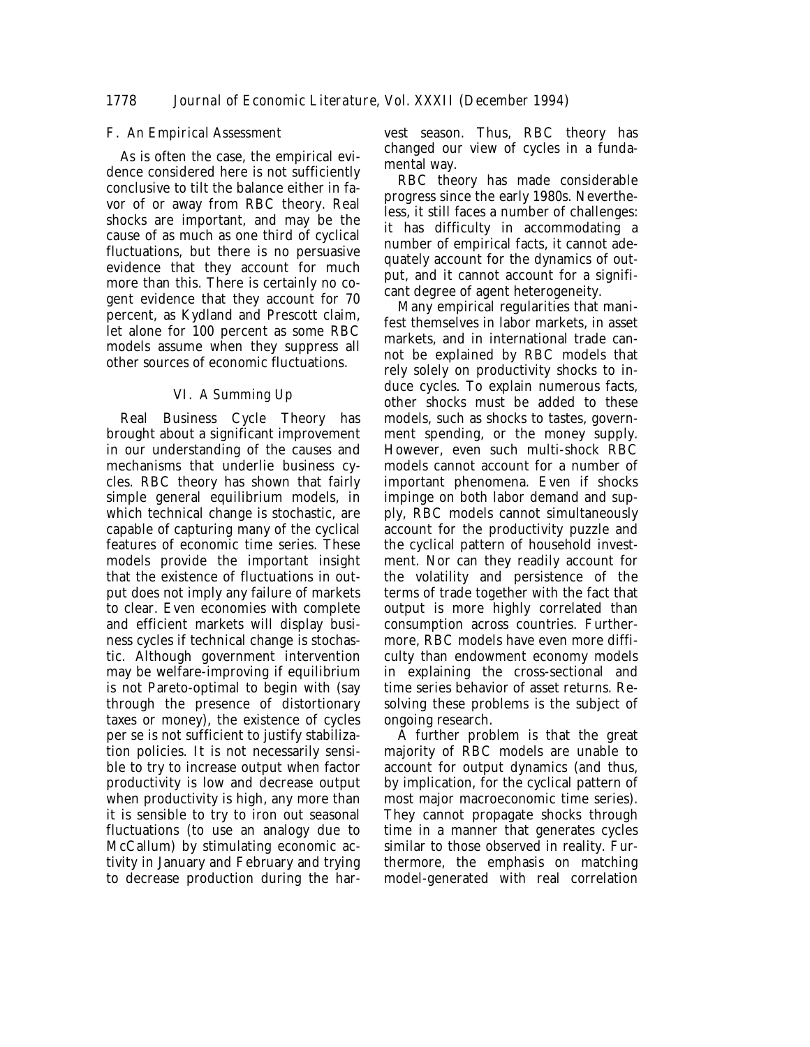### F. An Empirical Assessment

As is often the case, the empirical evidence considered here is not sufficiently conclusive to tilt the balance either in favor of or away from RBC theory. Real shocks are important, and may be the cause of as much as one third of cyclical fluctuations, but there is no persuasive evidence that they account for much more than this. There is certainly no cogent evidence that they account for 70 percent, as Kydland and Prescott claim, let alone for 100 percent as some RBC models assume when they suppress all other sources of economic fluctuations.

## VI. A Summing Up

Real Business Cycle Theory has brought about a significant improvement in our understanding of the causes and mechanisms that underlie business cycles. RBC theory has shown that fairly simple general equilibrium models, in which technical change is stochastic, are capable of capturing many of the cyclical features of economic time series. These models provide the important insight that the existence of fluctuations in output does not imply any failure of markets to clear. Even economies with complete and efficient markets will display business cycles if technical change is stochastic. Although government intervention may be welfare-improving if equilibrium is not Pareto-optimal to begin with (say through the presence of distortionary taxes or money), the existence of cycles per se is not sufficient to justify stabilization policies. It is not necessarily sensible to try to increase output when factor productivity is low and decrease output when productivity is high, any more than it is sensible to try to iron out seasonal fluctuations (to use an analogy due to McCallum) by stimulating economic activity in January and February and trying to decrease production during the harvest season. Thus, RBC theory has changed our view of cycles in a fundamental way.

RBC theory has made considerable progress since the early 1980s. Nevertheless, it still faces a number of challenges: it has difficulty in accommodating a number of empirical facts, it cannot adequately account for the dynamics of output, and it cannot account for a significant degree of agent heterogeneity.

Many empirical regularities that manifest themselves in labor markets, in asset markets, and in international trade cannot be explained by RBC models that rely solely on productivity shocks to induce cycles. To explain numerous facts, other shocks must be added to these models, such as shocks to tastes, government spending, or the money supply. However, even such multi-shock RBC models cannot account for a number of important phenomena. Even if shocks impinge on both labor demand and supply, RBC models cannot simultaneously account for the productivity puzzle and the cyclical pattern of household investment. Nor can they readily account for the volatility and persistence of the terms of trade together with the fact that output is more highly correlated than consumption across countries. Furthermore, RBC models have even more difficulty than endowment economy models in explaining the cross-sectional and time series behavior of asset returns. Resolving these problems is the subject of ongoing research.

A further problem is that the great majority of RBC models are unable to account for output dynamics (and thus, by implication, for the cyclical pattern of most major macroeconomic time series). They cannot propagate shocks through time in a manner that generates cycles similar to those observed in reality. Furthermore, the emphasis on matching model-generated with real correlation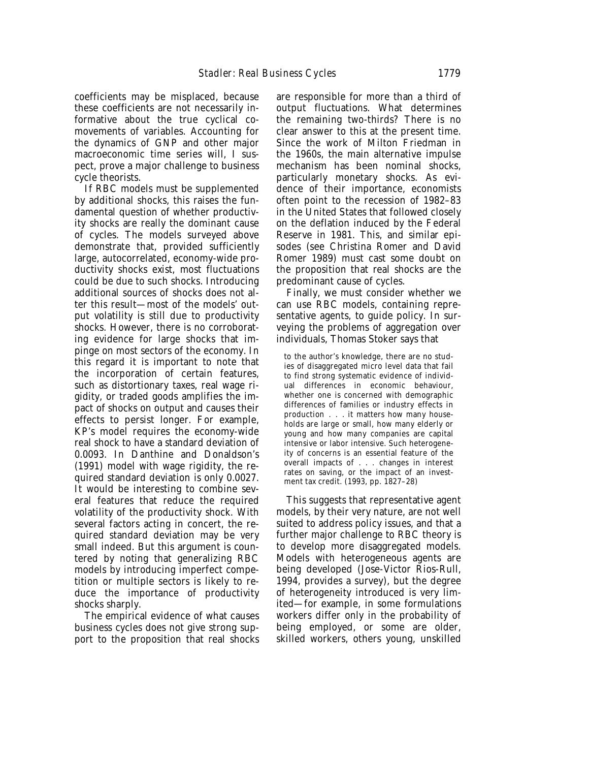coefficients may be misplaced, because these coefficients are not necessarily informative about the true cyclical comovements of variables. Accounting for the dynamics of GNP and other major macroeconomic time series will, I suspect, prove a major challenge to business cycle theorists.

If RBC models must be supplemented by additional shocks, this raises the fundamental question of whether productivity shocks are really the dominant cause of cycles. The models surveyed above demonstrate that, provided sufficiently large, autocorrelated, economy-wide productivity shocks exist, most fluctuations could be due to such shocks. Introducing additional sources of shocks does not alter this result—most of the models' output volatility is still due to productivity shocks. However, there is no corroborating evidence for large shocks that impinge on most sectors of the economy. In this regard it is important to note that the incorporation of certain features, such as distortionary taxes, real wage rigidity, or traded goods amplifies the impact of shocks on output and causes their effects to persist longer. For example, KP's model requires the economy-wide real shock to have a standard deviation of 0.0093. In Danthine and Donaldson's (1991) model with wage rigidity, the required standard deviation is only 0.0027. It would be interesting to combine several features that reduce the required volatility of the productivity shock. With several factors acting in concert, the required standard deviation may be very small indeed. But this argument is countered by noting that generalizing RBC models by introducing imperfect competition or multiple sectors is likely to reduce the importance of productivity shocks sharply.

The empirical evidence of what causes business cycles does not give strong support to the proposition that real shocks are responsible for more than a third of output fluctuations. What determines the remaining two-thirds? There is no clear answer to this at the present time. Since the work of Milton Friedman in the 1960s, the main alternative impulse mechanism has been nominal shocks, particularly monetary shocks. As evidence of their importance, economists often point to the recession of 1982–83 in the United States that followed closely on the deflation induced by the Federal Reserve in 1981. This, and similar episodes (see Christina Romer and David Romer 1989) must cast some doubt on the proposition that real shocks are the predominant cause of cycles.

Finally, we must consider whether we can use RBC models, containing representative agents, to guide policy. In surveying the problems of aggregation over individuals, Thomas Stoker says that

> to the author's knowledge, there are no studies of disaggregated micro level data that fail to find strong systematic evidence of individual differences in economic behaviour, whether one is concerned with demographic differences of families or industry effects in production . . . it matters how many households are large or small, how many elderly or young and how many companies are capital intensive or labor intensive. Such heterogeneity of concerns is an essential feature of the overall impacts of . . . changes in interest rates on saving, or the impact of an investment tax credit. (1993, pp. 1827–28)

This suggests that representative agent models, by their very nature, are not well suited to address policy issues, and that a further major challenge to RBC theory is to develop more disaggregated models. Models with heterogeneous agents are being developed (Jose-Victor Rios-Rull, 1994, provides a survey), but the degree of heterogeneity introduced is very limited—for example, in some formulations workers differ only in the probability of being employed, or some are older, skilled workers, others young, unskilled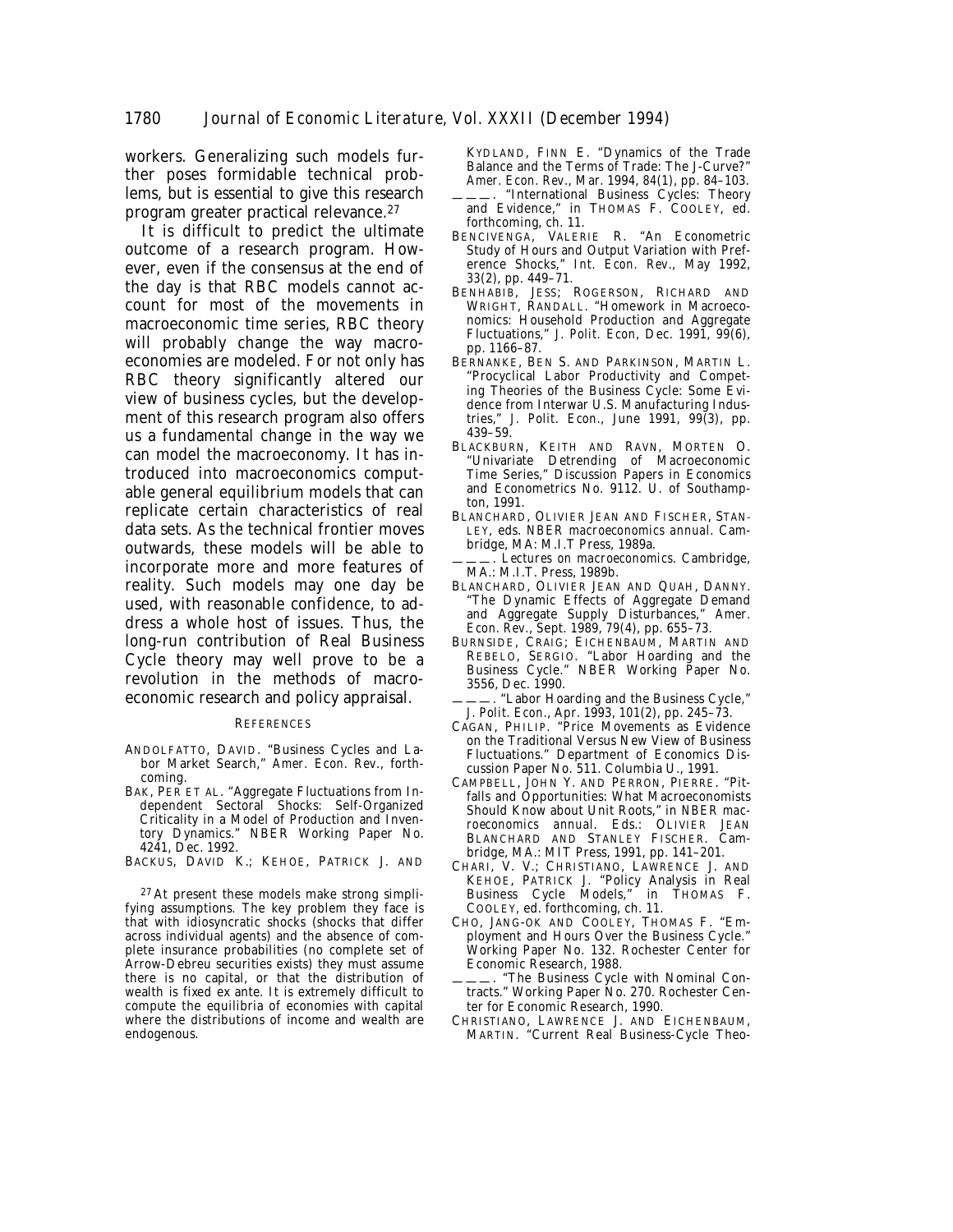workers. Generalizing such models further poses formidable technical problems, but is essential to give this research program greater practical relevance.[27]

It is difficult to predict the ultimate outcome of a research program. However, even if the consensus at the end of the day is that RBC models cannot account for most of the movements in macroeconomic time series, RBC theory will probably change the way macroeconomies are modeled. For not only has RBC theory significantly altered our view of business cycles, but the development of this research program also offers us a fundamental change in the way we can model the macroeconomy. It has introduced into macroeconomics computable general equilibrium models that can replicate certain characteristics of real data sets. As the technical frontier moves outwards, these models will be able to incorporate more and more features of reality. Such models may one day be used, with reasonable confidence, to address a whole host of issues. Thus, the long-run contribution of Real Business Cycle theory may well prove to be a revolution in the methods of macroeconomic research and policy appraisal.

[27] At present these models make strong simplifying assumptions. The key problem they face is that with idiosyncratic shocks (shocks that differ across individual agents) and the absence of complete insurance probabilities (no complete set of Arrow-Debreu securities exists) they must assume there is no capital, or that the distribution of wealth is fixed ex ante. It is extremely difficult to compute the equilibria of economies with capital where the distributions of income and wealth are endogenous.

## References

ANDOLFATTO, DAVID. "Business Cycles and Labor Market Search," *Amer. Econ. Rev.*, forthcoming.

BAK, PER ET AL. "Aggregate Fluctuations from Independent Sectoral Shocks: Self-Organized Criticality in a Model of Production and Inventory Dynamics." NBER Working Paper No. 4241, Dec. 1992.

BACKUS, DAVID K.; KEHOE, PATRICK J. AND KYDLAND, FINN E. "Dynamics of the Trade Balance and the Terms of Trade: The J-Curve?" *Amer. Econ. Rev.*, Mar. 1994, 84(1), pp. 84–103.

———. "International Business Cycles: Theory and Evidence," in THOMAS F. COOLEY, ed. forthcoming, ch. 11.

BENCIVENGA, VALERIE R. "An Econometric Study of Hours and Output Variation with Preference Shocks," *Int. Econ. Rev.*, May 1992, 33(2), pp. 449–71.

BENHABIB, JESS; ROGERSON, RICHARD AND WRIGHT, RANDALL. "Homework in Macroeconomics: Household Production and Aggregate Fluctuations," *J. Polit. Econ*, Dec. 1991, 99(6), pp. 1166–87.

BERNANKE, BEN S. AND PARKINSON, MARTIN L. "Procyclical Labor Productivity and Competing Theories of the Business Cycle: Some Evidence from Interwar U.S. Manufacturing Industries," *J. Polit. Econ.*, June 1991, 99(3), pp. 439–59.

BLACKBURN, KEITH AND RAVN, MORTEN O. "Univariate Detrending of Macroeconomic Time Series," Discussion Papers in Economics and Econometrics No. 9112. U. of Southampton, 1991.

BLANCHARD, OLIVIER JEAN AND FISCHER, STANLEY, eds. *NBER macroeconomics annual*. Cambridge, MA: M.I.T Press, 1989a.

———. *Lectures on macroeconomics*. Cambridge, MA.: M.I.T. Press, 1989b.

BLANCHARD, OLIVIER JEAN AND QUAH, DANNY. "The Dynamic Effects of Aggregate Demand and Aggregate Supply Disturbances," *Amer. Econ. Rev.*, Sept. 1989, 79(4), pp. 655–73.

BURNSIDE, CRAIG; EICHENBAUM, MARTIN AND REBELO, SERGIO. "Labor Hoarding and the Business Cycle." NBER Working Paper No. 3556, Dec. 1990.

———. "Labor Hoarding and the Business Cycle," *J. Polit. Econ.*, Apr. 1993, 101(2), pp. 245–73.

CAGAN, PHILIP. "Price Movements as Evidence on the Traditional Versus New View of Business Fluctuations." Department of Economics Discussion Paper No. 511. Columbia U., 1991.

CAMPBELL, JOHN Y. AND PERRON, PIERRE. "Pitfalls and Opportunities: What Macroeconomists Should Know about Unit Roots," in *NBER macroeconomics annual*. Eds.: OLIVIER JEAN BLANCHARD AND STANLEY FISCHER. Cambridge, MA.: MIT Press, 1991, pp. 141–201.

CHARI, V. V.; CHRISTIANO, LAWRENCE J. AND KEHOE, PATRICK J. "Policy Analysis in Real Business Cycle Models," in THOMAS F. COOLEY, ed. forthcoming, ch. 11.

CHO, JANG-OK AND COOLEY, THOMAS F. "Employment and Hours Over the Business Cycle." Working Paper No. 132. Rochester Center for Economic Research, 1988.

———. "The Business Cycle with Nominal Contracts." Working Paper No. 270. Rochester Center for Economic Research, 1990.

CHRISTIANO, LAWRENCE J. AND EICHENBAUM, MARTIN. "Current Real Business-Cycle Theo-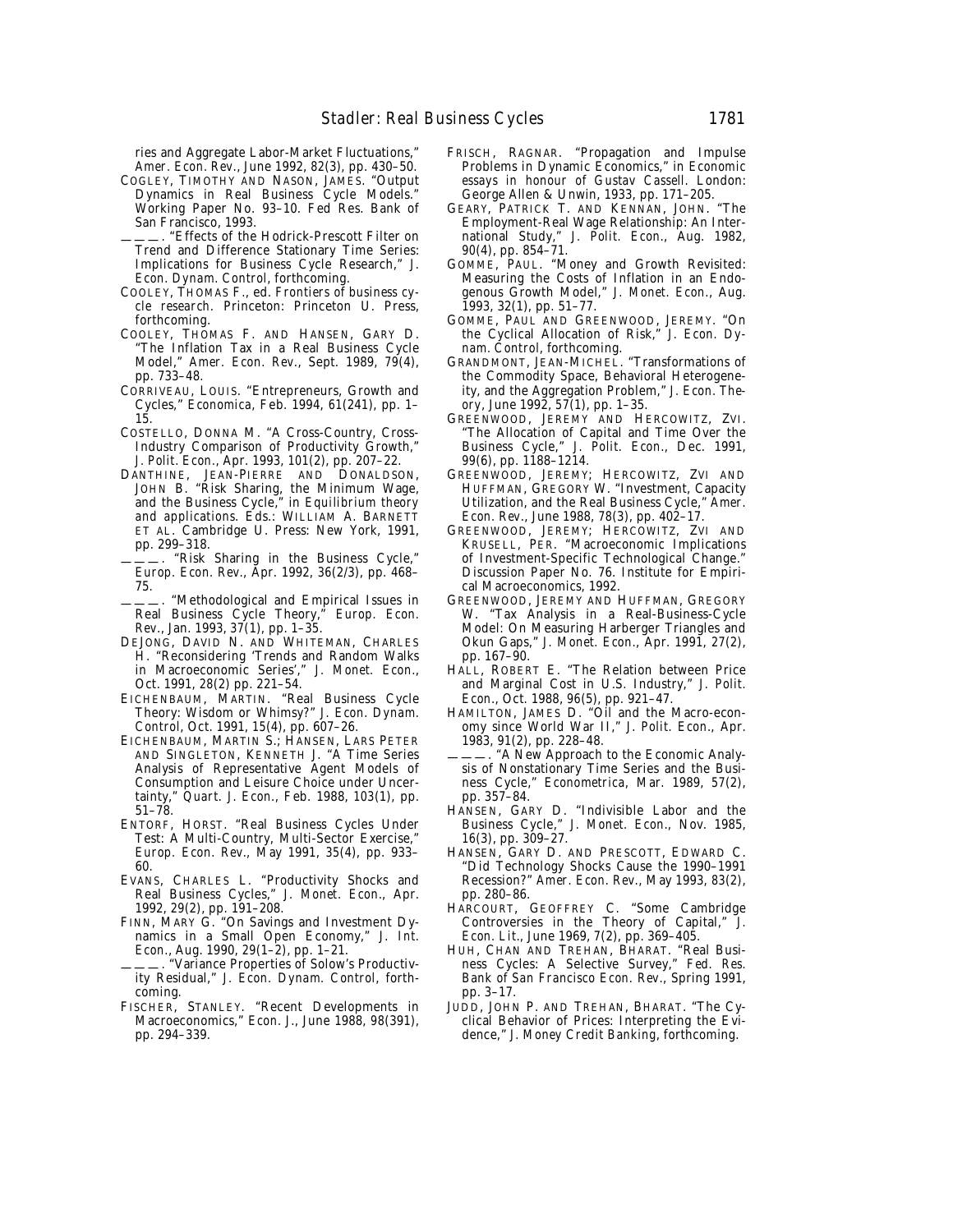ries and Aggregate Labor-Market Fluctuations," *Amer. Econ. Rev.*, June 1992, *82*(3), pp. 430–50.

COGLEY, TIMOTHY AND NASON, JAMES. "Output Dynamics in Real Business Cycle Models." Working Paper No. 93–10. Fed Res. Bank of San Francisco, 1993.

———. "Effects of the Hodrick-Prescott Filter on Trend and Difference Stationary Time Series: Implications for Business Cycle Research," *J. Econ. Dynam. Control*, forthcoming.

COOLEY, THOMAS F., ed. *Frontiers of business cycle research.* Princeton: Princeton U. Press, forthcoming.

COOLEY, THOMAS F. AND HANSEN, GARY D. "The Inflation Tax in a Real Business Cycle Model," *Amer. Econ. Rev.*, Sept. 1989, *79*(4), pp. 733–48.

CORRIVEAU, LOUIS. "Entrepreneurs, Growth and Cycles," *Economica*, Feb. 1994, *61*(241), pp. 1–15.

COSTELLO, DONNA M. "A Cross-Country, Cross-Industry Comparison of Productivity Growth," *J. Polit. Econ.*, Apr. 1993, *101*(2), pp. 207–22.

DANTHINE, JEAN-PIERRE AND DONALDSON, JOHN B. "Risk Sharing, the Minimum Wage, and the Business Cycle," in *Equilibrium theory and applications.* Eds.: WILLIAM A. BARNETT ET AL. Cambridge U. Press: New York, 1991, pp. 299–318.

———. "Risk Sharing in the Business Cycle," *Europ. Econ. Rev.*, Apr. 1992, *36*(2/3), pp. 468–75.

———. "Methodological and Empirical Issues in Real Business Cycle Theory," *Europ. Econ. Rev.*, Jan. 1993, *37*(1), pp. 1–35.

DEJONG, DAVID N. AND WHITEMAN, CHARLES H. "Reconsidering 'Trends and Random Walks in Macroeconomic Series'," *J. Monet. Econ.*, Oct. 1991, *28*(2) pp. 221–54.

EICHENBAUM, MARTIN. "Real Business Cycle Theory: Wisdom or Whimsy?" *J. Econ. Dynam. Control*, Oct. 1991, *15*(4), pp. 607–26.

EICHENBAUM, MARTIN S.; HANSEN, LARS PETER AND SINGLETON, KENNETH J. "A Time Series Analysis of Representative Agent Models of Consumption and Leisure Choice under Uncertainty," *Quart. J. Econ.*, Feb. 1988, *103*(1), pp. 51–78.

ENTORF, HORST. "Real Business Cycles Under Test: A Multi-Country, Multi-Sector Exercise," *Europ. Econ. Rev.*, May 1991, *35*(4), pp. 933–60.

EVANS, CHARLES L. "Productivity Shocks and Real Business Cycles," *J. Monet. Econ.*, Apr. 1992, *29*(2), pp. 191–208.

FINN, MARY G. "On Savings and Investment Dynamics in a Small Open Economy," *J. Int. Econ.*, Aug. 1990, *29*(1–2), pp. 1–21.

———. "Variance Properties of Solow's Productivity Residual," *J. Econ. Dynam. Control*, forthcoming.

FISCHER, STANLEY. "Recent Developments in Macroeconomics," *Econ. J.*, June 1988, *98*(391), pp. 294–339.

FRISCH, RAGNAR. "Propagation and Impulse Problems in Dynamic Economics," in *Economic essays in honour of Gustav Cassell.* London: George Allen & Unwin, 1933, pp. 171–205.

GEARY, PATRICK T. AND KENNAN, JOHN. "The Employment-Real Wage Relationship: An International Study," *J. Polit. Econ.*, Aug. 1982, *90*(4), pp. 854–71.

GOMME, PAUL. "Money and Growth Revisited: Measuring the Costs of Inflation in an Endogenous Growth Model," *J. Monet. Econ.*, Aug. 1993, *32*(1), pp. 51–77.

GOMME, PAUL AND GREENWOOD, JEREMY. "On the Cyclical Allocation of Risk," *J. Econ. Dynam. Control*, forthcoming.

GRANDMONT, JEAN-MICHEL. "Transformations of the Commodity Space, Behavioral Heterogeneity, and the Aggregation Problem," *J. Econ. Theory*, June 1992, *57*(1), pp. 1–35.

GREENWOOD, JEREMY AND HERCOWITZ, ZVI. "The Allocation of Capital and Time Over the Business Cycle," *J. Polit. Econ.*, Dec. 1991, *99*(6), pp. 1188–1214.

GREENWOOD, JEREMY; HERCOWITZ, ZVI AND HUFFMAN, GREGORY W. "Investment, Capacity Utilization, and the Real Business Cycle," *Amer. Econ. Rev.*, June 1988, *78*(3), pp. 402–17.

GREENWOOD, JEREMY; HERCOWITZ, ZVI AND KRUSELL, PER. "Macroeconomic Implications of Investment-Specific Technological Change." Discussion Paper No. 76. Institute for Empirical Macroeconomics, 1992.

GREENWOOD, JEREMY AND HUFFMAN, GREGORY W. "Tax Analysis in a Real-Business-Cycle Model: On Measuring Harberger Triangles and Okun Gaps," *J. Monet. Econ.*, Apr. 1991, *27*(2), pp. 167–90.

HALL, ROBERT E. "The Relation between Price and Marginal Cost in U.S. Industry," *J. Polit. Econ.*, Oct. 1988, *96*(5), pp. 921–47.

HAMILTON, JAMES D. "Oil and the Macro-economy since World War II," *J. Polit. Econ.*, Apr. 1983, *91*(2), pp. 228–48.

———. "A New Approach to the Economic Analysis of Nonstationary Time Series and the Business Cycle," *Econometrica*, Mar. 1989, *57*(2), pp. 357–84.

HANSEN, GARY D. "Indivisible Labor and the Business Cycle," *J. Monet. Econ.*, Nov. 1985, *16*(3), pp. 309–27.

HANSEN, GARY D. AND PRESCOTT, EDWARD C. "Did Technology Shocks Cause the 1990–1991 Recession?" *Amer. Econ. Rev.*, May 1993, *83*(2), pp. 280–86.

HARCOURT, GEOFFREY C. "Some Cambridge Controversies in the Theory of Capital," *J. Econ. Lit.*, June 1969, *7*(2), pp. 369–405.

HUH, CHAN AND TREHAN, BHARAT. "Real Business Cycles: A Selective Survey," *Fed. Res. Bank of San Francisco Econ. Rev.*, Spring 1991, pp. 3–17.

JUDD, JOHN P. AND TREHAN, BHARAT. "The Cyclical Behavior of Prices: Interpreting the Evidence," *J. Money Credit Banking*, forthcoming.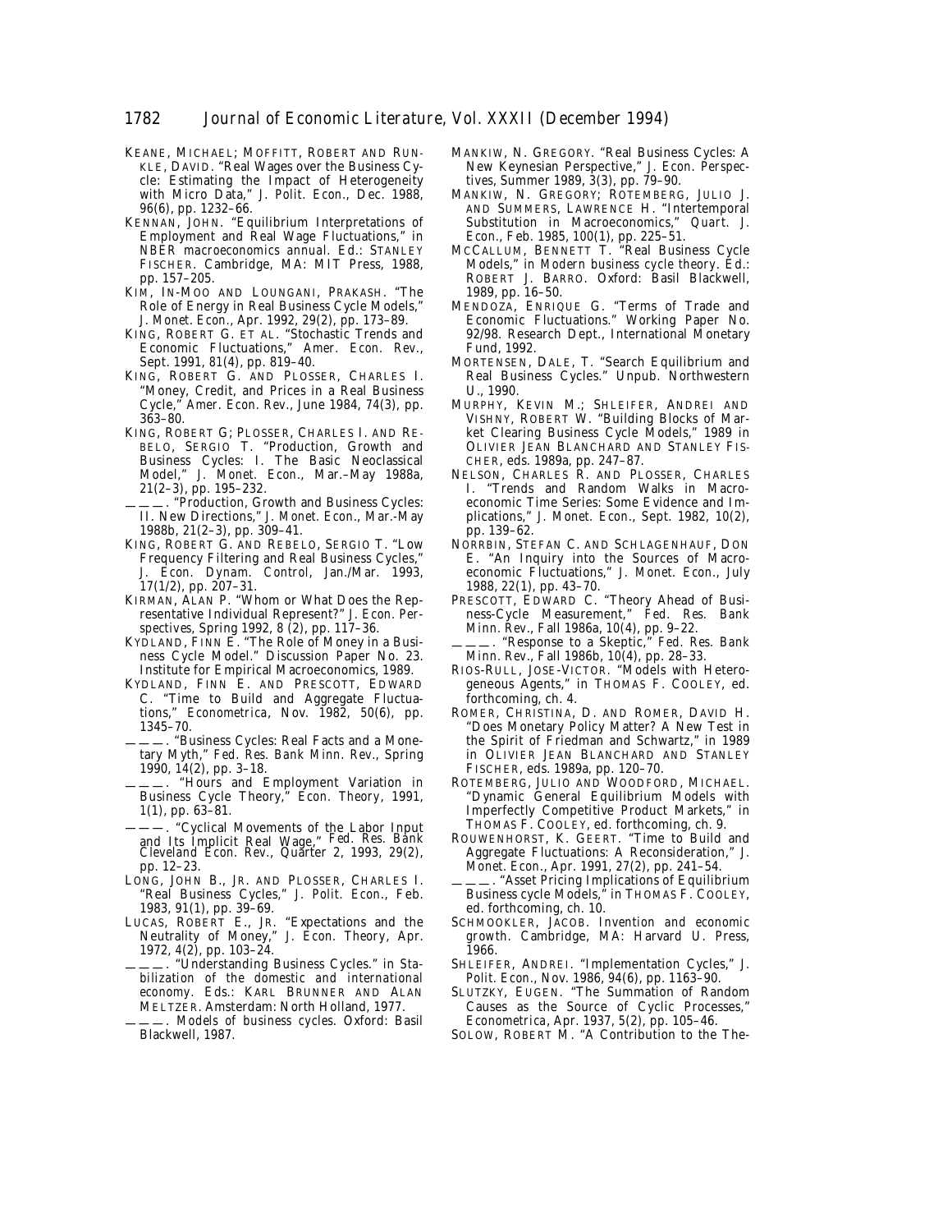KEANE, MICHAEL; MOFFITT, ROBERT AND RUNKLE, DAVID. "Real Wages over the Business Cycle: Estimating the Impact of Heterogeneity with Micro Data," *J. Polit. Econ.*, Dec. 1988, 96(6), pp. 1232–66.

KENNAN, JOHN. "Equilibrium Interpretations of Employment and Real Wage Fluctuations," in *NBER macroeconomics annual*. Ed.: STANLEY FISCHER. Cambridge, MA: MIT Press, 1988, pp. 157–205.

KIM, IN-MOO AND LOUNGANI, PRAKASH. "The Role of Energy in Real Business Cycle Models," *J. Monet. Econ.*, Apr. 1992, 29(2), pp. 173–89.

KING, ROBERT G. ET AL. "Stochastic Trends and Economic Fluctuations," *Amer. Econ. Rev.*, Sept. 1991, 81(4), pp. 819–40.

KING, ROBERT G. AND PLOSSER, CHARLES I. "Money, Credit, and Prices in a Real Business Cycle," *Amer. Econ. Rev.*, June 1984, 74(3), pp. 363–80.

KING, ROBERT G; PLOSSER, CHARLES I. AND REBELO, SERGIO T. "Production, Growth and Business Cycles: I. The Basic Neoclassical Model," *J. Monet. Econ.*, Mar.–May 1988a, 21(2–3), pp. 195–232.

———. "Production, Growth and Business Cycles: II. New Directions," *J. Monet. Econ.*, Mar.-May 1988b, 21(2–3), pp. 309–41.

KING, ROBERT G. AND REBELO, SERGIO T. "Low Frequency Filtering and Real Business Cycles," *J. Econ. Dynam. Control*, Jan./Mar. 1993, 17(1/2), pp. 207–31.

KIRMAN, ALAN P. "Whom or What Does the Representative Individual Represent?" *J. Econ. Perspectives*, Spring 1992, 8 (2), pp. 117–36.

KYDLAND, FINN E. "The Role of Money in a Business Cycle Model." Discussion Paper No. 23. Institute for Empirical Macroeconomics, 1989.

KYDLAND, FINN E. AND PRESCOTT, EDWARD C. "Time to Build and Aggregate Fluctuations," *Econometrica*, Nov. 1982, 50(6), pp. 1345–70.

———. "Business Cycles: Real Facts and a Monetary Myth," *Fed. Res. Bank Minn. Rev.*, Spring 1990, 14(2), pp. 3–18.

———. "Hours and Employment Variation in Business Cycle Theory," *Econ. Theory*, 1991, 1(1), pp. 63–81.

———. "Cyclical Movements of the Labor Input and Its Implicit Real Wage," *Fed. Res. Bank Cleveland Econ. Rev.*, Quarter 2, 1993, 29(2), pp. 12–23.

LONG, JOHN B., JR. AND PLOSSER, CHARLES I. "Real Business Cycles," *J. Polit. Econ.*, Feb. 1983, 91(1), pp. 39–69.

LUCAS, ROBERT E., JR. "Expectations and the Neutrality of Money," *J. Econ. Theory*, Apr. 1972, 4(2), pp. 103–24.

———. "Understanding Business Cycles." in *Stabilization of the domestic and international economy*. Eds.: KARL BRUNNER AND ALAN MELTZER. Amsterdam: North Holland, 1977.

———. *Models of business cycles*. Oxford: Basil Blackwell, 1987.

MANKIW, N. GREGORY. "Real Business Cycles: A New Keynesian Perspective," *J. Econ. Perspectives*, Summer 1989, 3(3), pp. 79–90.

MANKIW, N. GREGORY; ROTEMBERG, JULIO J. AND SUMMERS, LAWRENCE H. "Intertemporal Substitution in Macroeconomics," *Quart. J. Econ.*, Feb. 1985, 100(1), pp. 225–51.

MCCALLUM, BENNETT T. "Real Business Cycle Models," in *Modern business cycle theory*. Ed.: ROBERT J. BARRO. Oxford: Basil Blackwell, 1989, pp. 16–50.

MENDOZA, ENRIQUE G. "Terms of Trade and Economic Fluctuations." Working Paper No. 92/98. Research Dept., International Monetary Fund, 1992.

MORTENSEN, DALE, T. "Search Equilibrium and Real Business Cycles." Unpub. Northwestern U., 1990.

MURPHY, KEVIN M.; SHLEIFER, ANDREI AND VISHNY, ROBERT W. "Building Blocks of Market Clearing Business Cycle Models," 1989 in OLIVIER JEAN BLANCHARD AND STANLEY FISCHER, eds. 1989a, pp. 247–87.

NELSON, CHARLES R. AND PLOSSER, CHARLES I. "Trends and Random Walks in Macroeconomic Time Series: Some Evidence and Implications," *J. Monet. Econ.*, Sept. 1982, 10(2), pp. 139–62.

NORRBIN, STEFAN C. AND SCHLAGENHAUF, DON E. "An Inquiry into the Sources of Macroeconomic Fluctuations," *J. Monet. Econ.*, July 1988, 22(1), pp. 43–70.

PRESCOTT, EDWARD C. "Theory Ahead of Business-Cycle Measurement," *Fed. Res. Bank Minn. Rev.*, Fall 1986a, 10(4), pp. 9–22.

———. "Response to a Skeptic," *Fed. Res. Bank Minn. Rev.*, Fall 1986b, 10(4), pp. 28–33.

RIOS-RULL, JOSE-VICTOR. "Models with Heterogeneous Agents," in THOMAS F. COOLEY, ed. forthcoming, ch. 4.

ROMER, CHRISTINA, D. AND ROMER, DAVID H. "Does Monetary Policy Matter? A New Test in the Spirit of Friedman and Schwartz," in 1989 in OLIVIER JEAN BLANCHARD AND STANLEY FISCHER, eds. 1989a, pp. 120–70.

ROTEMBERG, JULIO AND WOODFORD, MICHAEL. "Dynamic General Equilibrium Models with Imperfectly Competitive Product Markets," in THOMAS F. COOLEY, ed. forthcoming, ch. 9.

ROUWENHORST, K. GEERT. "Time to Build and Aggregate Fluctuations: A Reconsideration," *J. Monet. Econ.*, Apr. 1991, 27(2), pp. 241–54.

———. "Asset Pricing Implications of Equilibrium Business cycle Models," in THOMAS F. COOLEY, ed. forthcoming, ch. 10.

SCHMOOKLER, JACOB. *Invention and economic growth*. Cambridge, MA: Harvard U. Press, 1966.

SHLEIFER, ANDREI. "Implementation Cycles," *J. Polit. Econ.*, Nov. 1986, 94(6), pp. 1163–90.

SLUTZKY, EUGEN. "The Summation of Random Causes as the Source of Cyclic Processes," *Econometrica*, Apr. 1937, 5(2), pp. 105–46.

SOLOW, ROBERT M. "A Contribution to the The-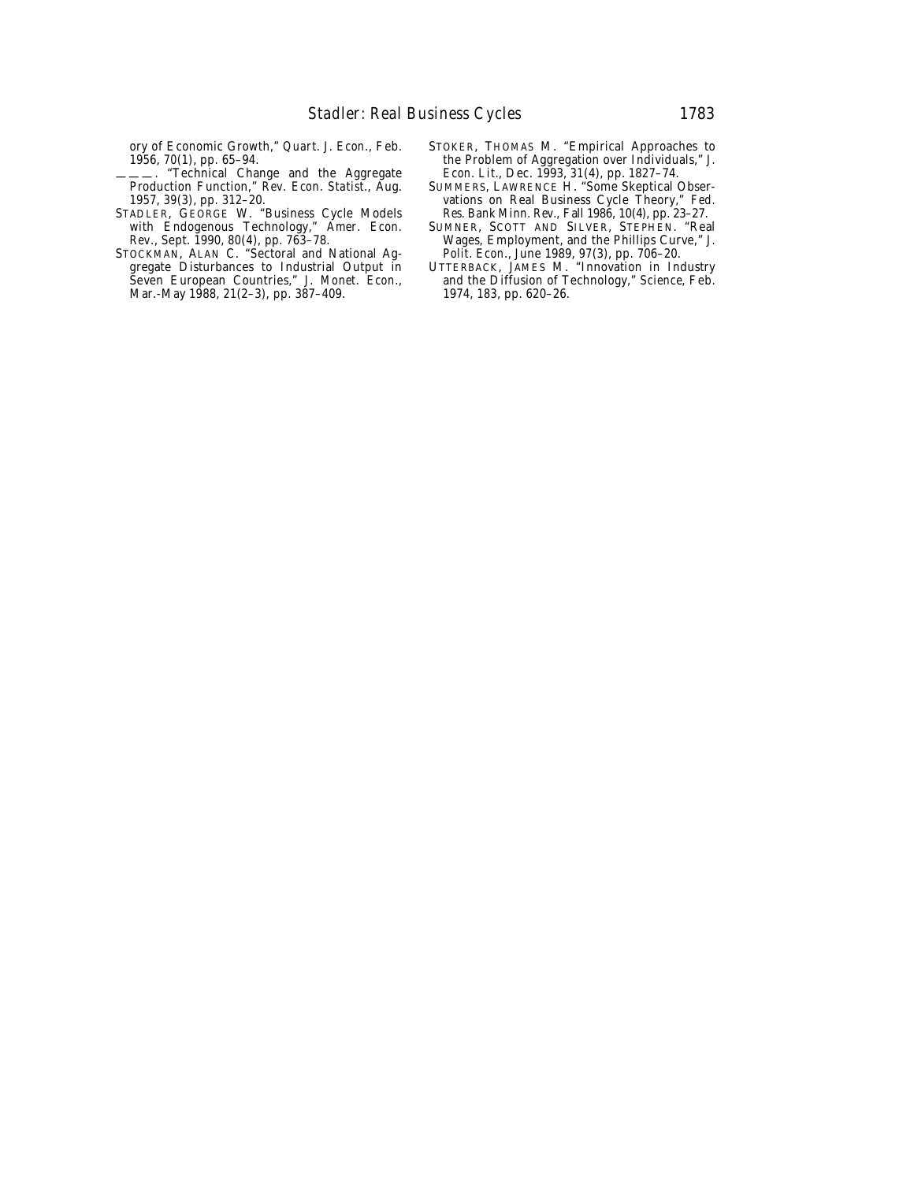ory of Economic Growth," Quart. J. Econ., Feb. 1956, 70(1), pp. 65–94.

———. "Technical Change and the Aggregate Production Function," Rev. Econ. Statist., Aug. 1957, 39(3), pp. 312–20.

STADLER, GEORGE W. "Business Cycle Models with Endogenous Technology," Amer. Econ. Rev., Sept. 1990, 80(4), pp. 763–78.

STOCKMAN, ALAN C. "Sectoral and National Aggregate Disturbances to Industrial Output in Seven European Countries," J. Monet. Econ., Mar.-May 1988, 21(2–3), pp. 387–409.

STOKER, THOMAS M. "Empirical Approaches to the Problem of Aggregation over Individuals," J. Econ. Lit., Dec. 1993, 31(4), pp. 1827–74.

SUMMERS, LAWRENCE H. "Some Skeptical Observations on Real Business Cycle Theory," Fed. Res. Bank Minn. Rev., Fall 1986, 10(4), pp. 23–27.

SUMNER, SCOTT AND SILVER, STEPHEN. "Real Wages, Employment, and the Phillips Curve," J. Polit. Econ., June 1989, 97(3), pp. 706–20.

UTTERBACK, JAMES M. "Innovation in Industry and the Diffusion of Technology," Science, Feb. 1974, 183, pp. 620–26.